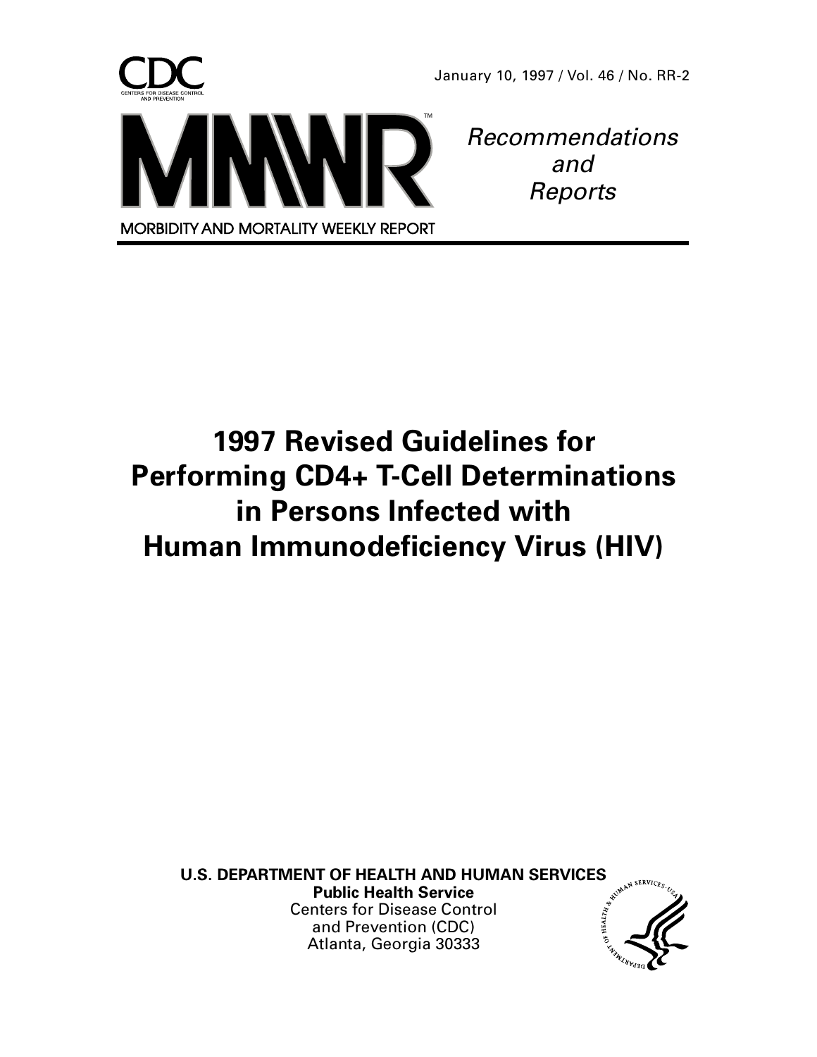CDC

CENTERS FOR DISEASE CONTROL AND PREVENTION

January 10, 1997 / Vol. 46 / No. RR-2

# MMWR

MORBIDITY AND MORTALITY WEEKLY REPORT

*Recommendations and Reports*

# 1997 Revised Guidelines for Performing CD4+ T-Cell Determinations in Persons Infected with Human Immunodeficiency Virus (HIV)

**U.S. DEPARTMENT OF HEALTH AND HUMAN SERVICES**
**Public Health Service**
Centers for Disease Control
and Prevention (CDC)
Atlanta, Georgia 30333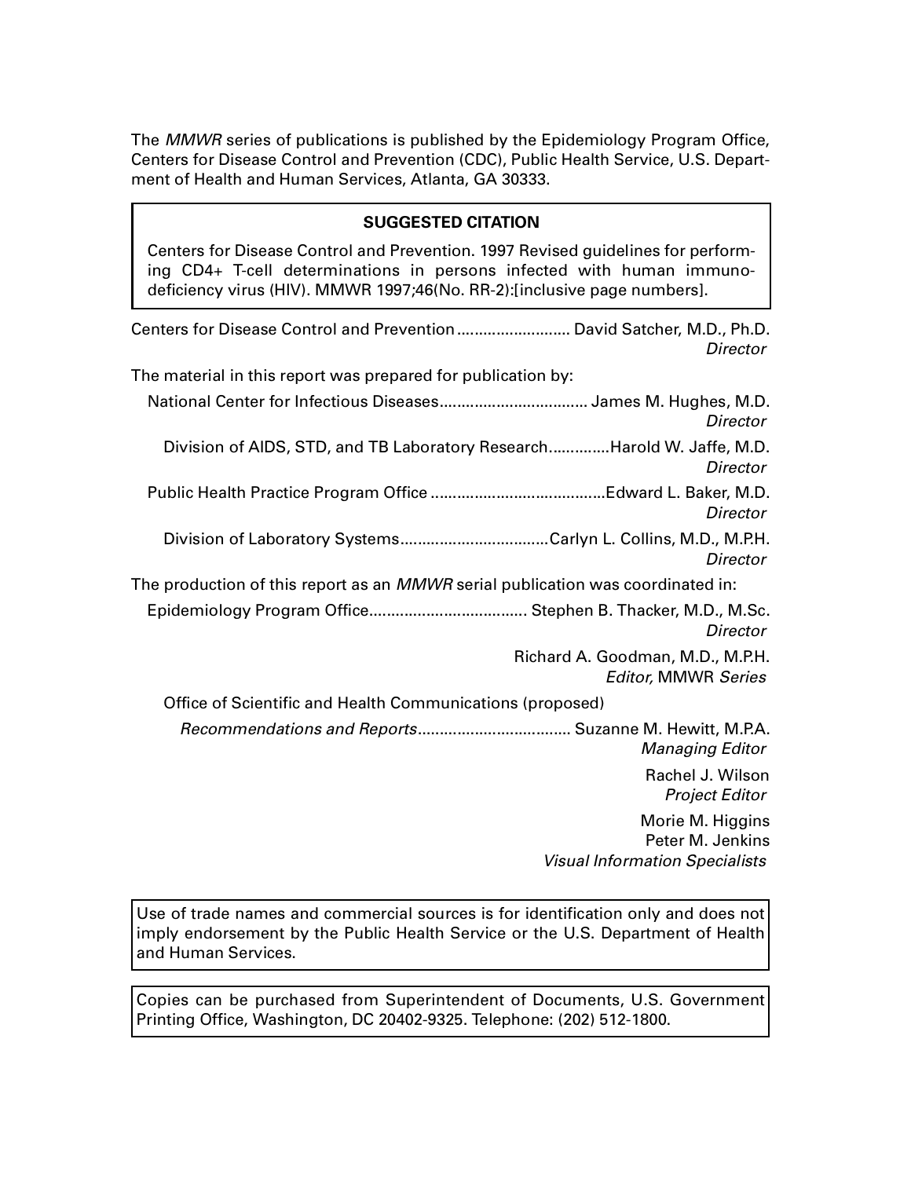The *MMWR* series of publications is published by the Epidemiology Program Office, Centers for Disease Control and Prevention (CDC), Public Health Service, U.S. Department of Health and Human Services, Atlanta, GA 30333.

**SUGGESTED CITATION**

Centers for Disease Control and Prevention. 1997 Revised guidelines for performing CD4+ T-cell determinations in persons infected with human immunodeficiency virus (HIV). MMWR 1997;46(No. RR-2):[inclusive page numbers].

Centers for Disease Control and Prevention .......................... David Satcher, M.D., Ph.D.
*Director*

The material in this report was prepared for publication by:

National Center for Infectious Diseases.................................. James M. Hughes, M.D.
*Director*

Division of AIDS, STD, and TB Laboratory Research..............Harold W. Jaffe, M.D.
*Director*

Public Health Practice Program Office ........................................Edward L. Baker, M.D.
*Director*

Division of Laboratory Systems..................................Carlyn L. Collins, M.D., M.P.H.
*Director*

The production of this report as an *MMWR* serial publication was coordinated in:

Epidemiology Program Office.................................... Stephen B. Thacker, M.D., M.Sc.
*Director*

Richard A. Goodman, M.D., M.P.H.
*Editor,* MMWR *Series*

Office of Scientific and Health Communications (proposed)

*Recommendations and Reports*................................... Suzanne M. Hewitt, M.P.A.
*Managing Editor*

Rachel J. Wilson
*Project Editor*

Morie M. Higgins
Peter M. Jenkins
*Visual Information Specialists*

Use of trade names and commercial sources is for identification only and does not imply endorsement by the Public Health Service or the U.S. Department of Health and Human Services.

Copies can be purchased from Superintendent of Documents, U.S. Government Printing Office, Washington, DC 20402-9325. Telephone: (202) 512-1800.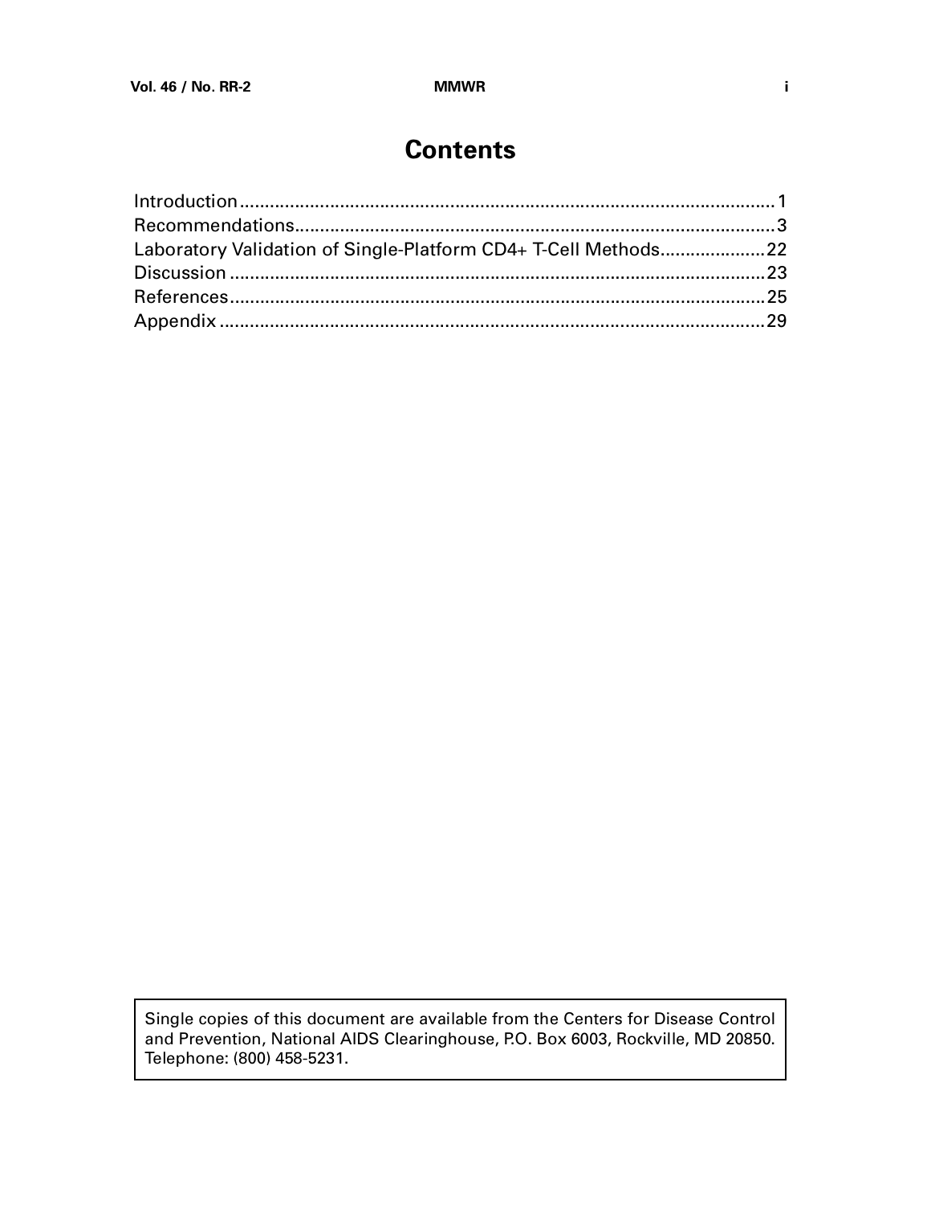# Contents

| | |
|---|---|
| Introduction | 1 |
| Recommendations | 3 |
| Laboratory Validation of Single-Platform CD4+ T-Cell Methods | 22 |
| Discussion | 23 |
| References | 25 |
| Appendix | 29 |

Single copies of this document are available from the Centers for Disease Control and Prevention, National AIDS Clearinghouse, P.O. Box 6003, Rockville, MD 20850. Telephone: (800) 458-5231.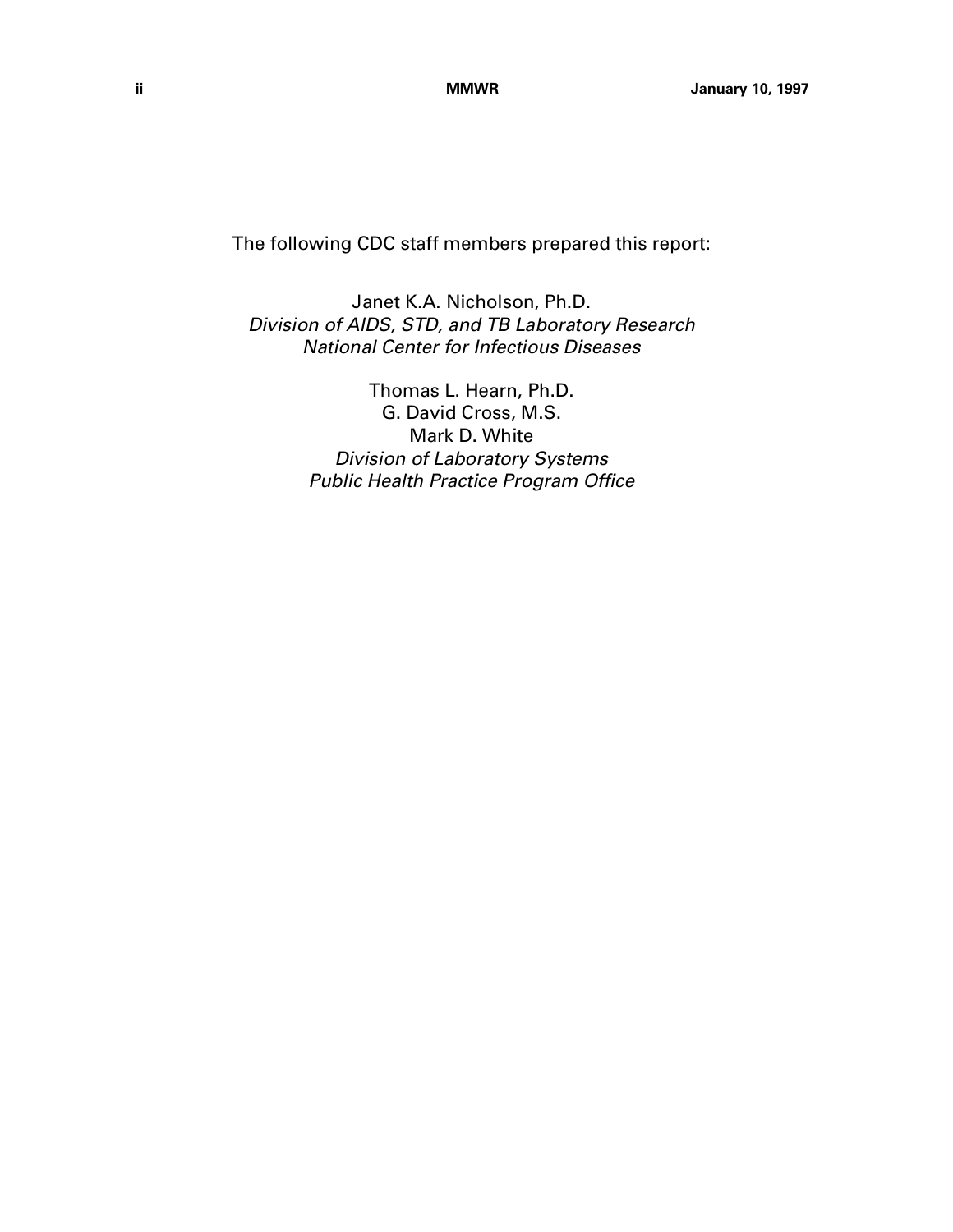The following CDC staff members prepared this report:

Janet K.A. Nicholson, Ph.D.
*Division of AIDS, STD, and TB Laboratory Research*
*National Center for Infectious Diseases*

Thomas L. Hearn, Ph.D.
G. David Cross, M.S.
Mark D. White
*Division of Laboratory Systems*
*Public Health Practice Program Office*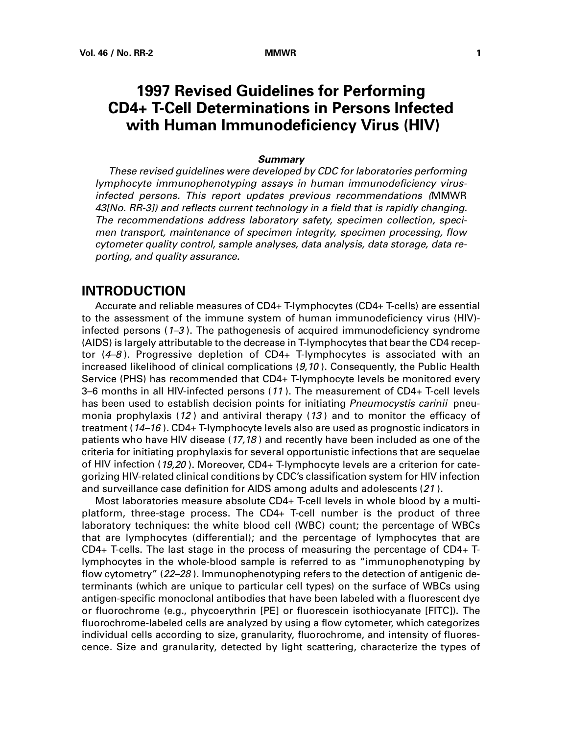# 1997 Revised Guidelines for Performing CD4+ T-Cell Determinations in Persons Infected with Human Immunodeficiency Virus (HIV)

### *Summary*

*These revised guidelines were developed by CDC for laboratories performing lymphocyte immunophenotyping assays in human immunodeficiency virus-infected persons. This report updates previous recommendations (*MMWR *43[No. RR-3]) and reflects current technology in a field that is rapidly changing. The recommendations address laboratory safety, specimen collection, specimen transport, maintenance of specimen integrity, specimen processing, flow cytometer quality control, sample analyses, data analysis, data storage, data reporting, and quality assurance.*

## INTRODUCTION

Accurate and reliable measures of CD4+ T-lymphocytes (CD4+ T-cells) are essential to the assessment of the immune system of human immunodeficiency virus (HIV)-infected persons (*1–3*). The pathogenesis of acquired immunodeficiency syndrome (AIDS) is largely attributable to the decrease in T-lymphocytes that bear the CD4 receptor (*4–8*). Progressive depletion of CD4+ T-lymphocytes is associated with an increased likelihood of clinical complications (*9,10*). Consequently, the Public Health Service (PHS) has recommended that CD4+ T-lymphocyte levels be monitored every 3–6 months in all HIV-infected persons (*11*). The measurement of CD4+ T-cell levels has been used to establish decision points for initiating *Pneumocystis carinii* pneumonia prophylaxis (*12*) and antiviral therapy (*13*) and to monitor the efficacy of treatment (*14–16*). CD4+ T-lymphocyte levels also are used as prognostic indicators in patients who have HIV disease (*17,18*) and recently have been included as one of the criteria for initiating prophylaxis for several opportunistic infections that are sequelae of HIV infection (*19,20*). Moreover, CD4+ T-lymphocyte levels are a criterion for categorizing HIV-related clinical conditions by CDC's classification system for HIV infection and surveillance case definition for AIDS among adults and adolescents (*21*).

Most laboratories measure absolute CD4+ T-cell levels in whole blood by a multi-platform, three-stage process. The CD4+ T-cell number is the product of three laboratory techniques: the white blood cell (WBC) count; the percentage of WBCs that are lymphocytes (differential); and the percentage of lymphocytes that are CD4+ T-cells. The last stage in the process of measuring the percentage of CD4+ T-lymphocytes in the whole-blood sample is referred to as "immunophenotyping by flow cytometry" (*22–28*). Immunophenotyping refers to the detection of antigenic determinants (which are unique to particular cell types) on the surface of WBCs using antigen-specific monoclonal antibodies that have been labeled with a fluorescent dye or fluorochrome (e.g., phycoerythrin [PE] or fluorescein isothiocyanate [FITC]). The fluorochrome-labeled cells are analyzed by using a flow cytometer, which categorizes individual cells according to size, granularity, fluorochrome, and intensity of fluorescence. Size and granularity, detected by light scattering, characterize the types of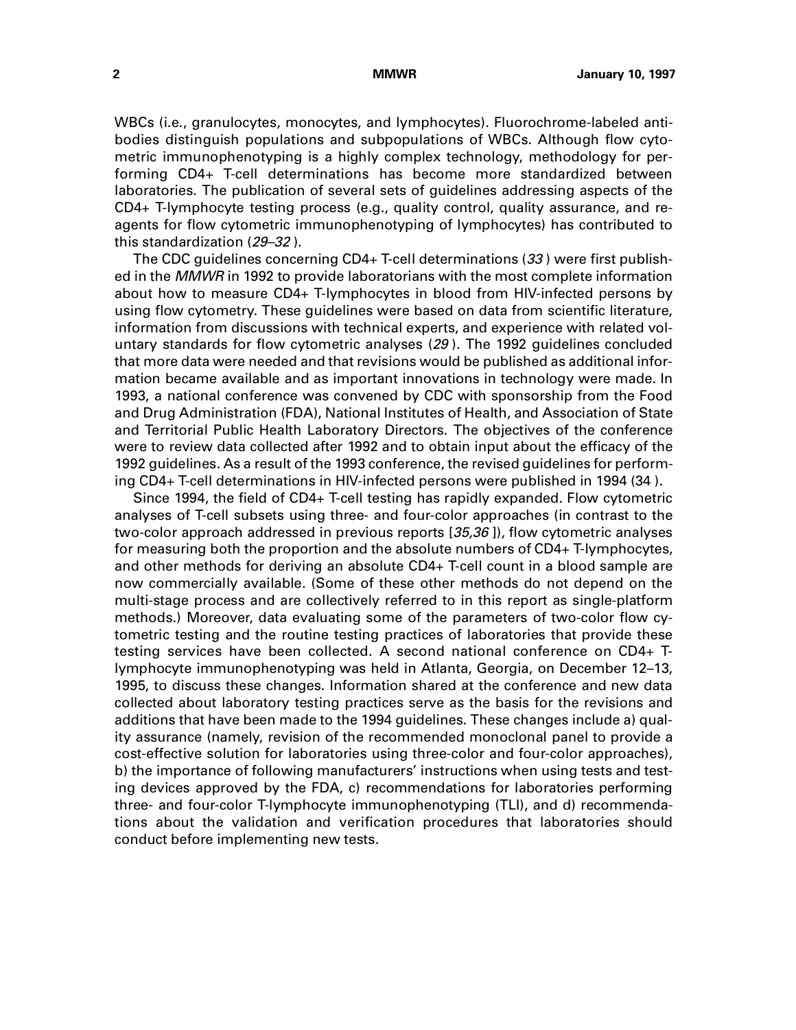WBCs (i.e., granulocytes, monocytes, and lymphocytes). Fluorochrome-labeled antibodies distinguish populations and subpopulations of WBCs. Although flow cytometric immunophenotyping is a highly complex technology, methodology for performing CD4+ T-cell determinations has become more standardized between laboratories. The publication of several sets of guidelines addressing aspects of the CD4+ T-lymphocyte testing process (e.g., quality control, quality assurance, and reagents for flow cytometric immunophenotyping of lymphocytes) has contributed to this standardization (*29–32*).

The CDC guidelines concerning CD4+ T-cell determinations (*33*) were first published in the *MMWR* in 1992 to provide laboratorians with the most complete information about how to measure CD4+ T-lymphocytes in blood from HIV-infected persons by using flow cytometry. These guidelines were based on data from scientific literature, information from discussions with technical experts, and experience with related voluntary standards for flow cytometric analyses (*29*). The 1992 guidelines concluded that more data were needed and that revisions would be published as additional information became available and as important innovations in technology were made. In 1993, a national conference was convened by CDC with sponsorship from the Food and Drug Administration (FDA), National Institutes of Health, and Association of State and Territorial Public Health Laboratory Directors. The objectives of the conference were to review data collected after 1992 and to obtain input about the efficacy of the 1992 guidelines. As a result of the 1993 conference, the revised guidelines for performing CD4+ T-cell determinations in HIV-infected persons were published in 1994 (34).

Since 1994, the field of CD4+ T-cell testing has rapidly expanded. Flow cytometric analyses of T-cell subsets using three- and four-color approaches (in contrast to the two-color approach addressed in previous reports [*35,36*]), flow cytometric analyses for measuring both the proportion and the absolute numbers of CD4+ T-lymphocytes, and other methods for deriving an absolute CD4+ T-cell count in a blood sample are now commercially available. (Some of these other methods do not depend on the multi-stage process and are collectively referred to in this report as single-platform methods.) Moreover, data evaluating some of the parameters of two-color flow cytometric testing and the routine testing practices of laboratories that provide these testing services have been collected. A second national conference on CD4+ T-lymphocyte immunophenotyping was held in Atlanta, Georgia, on December 12–13, 1995, to discuss these changes. Information shared at the conference and new data collected about laboratory testing practices serve as the basis for the revisions and additions that have been made to the 1994 guidelines. These changes include a) quality assurance (namely, revision of the recommended monoclonal panel to provide a cost-effective solution for laboratories using three-color and four-color approaches), b) the importance of following manufacturers' instructions when using tests and testing devices approved by the FDA, c) recommendations for laboratories performing three- and four-color T-lymphocyte immunophenotyping (TLI), and d) recommendations about the validation and verification procedures that laboratories should conduct before implementing new tests.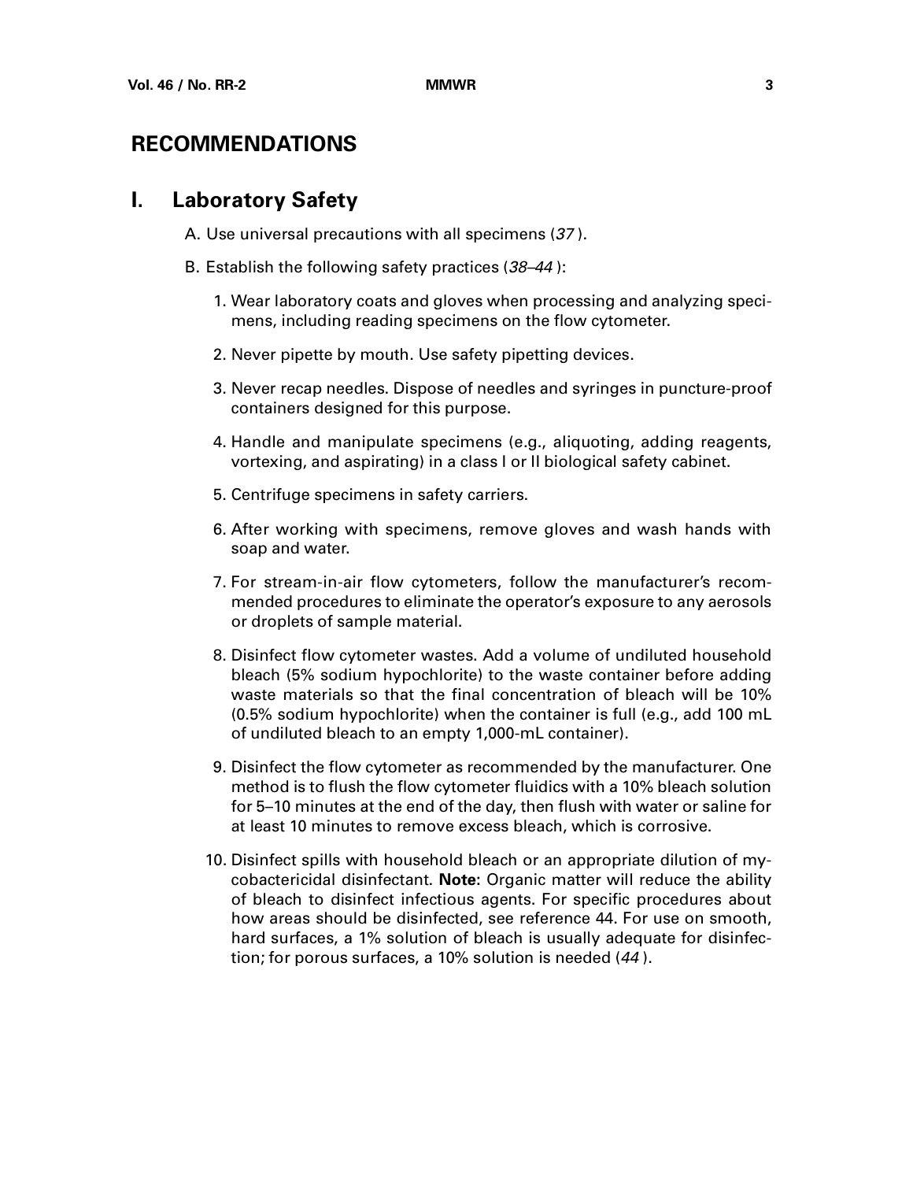# RECOMMENDATIONS

## I. Laboratory Safety

A. Use universal precautions with all specimens (*37*).

B. Establish the following safety practices (*38–44*):

1. Wear laboratory coats and gloves when processing and analyzing specimens, including reading specimens on the flow cytometer.

2. Never pipette by mouth. Use safety pipetting devices.

3. Never recap needles. Dispose of needles and syringes in puncture-proof containers designed for this purpose.

4. Handle and manipulate specimens (e.g., aliquoting, adding reagents, vortexing, and aspirating) in a class I or II biological safety cabinet.

5. Centrifuge specimens in safety carriers.

6. After working with specimens, remove gloves and wash hands with soap and water.

7. For stream-in-air flow cytometers, follow the manufacturer's recommended procedures to eliminate the operator's exposure to any aerosols or droplets of sample material.

8. Disinfect flow cytometer wastes. Add a volume of undiluted household bleach (5% sodium hypochlorite) to the waste container before adding waste materials so that the final concentration of bleach will be 10% (0.5% sodium hypochlorite) when the container is full (e.g., add 100 mL of undiluted bleach to an empty 1,000-mL container).

9. Disinfect the flow cytometer as recommended by the manufacturer. One method is to flush the flow cytometer fluidics with a 10% bleach solution for 5–10 minutes at the end of the day, then flush with water or saline for at least 10 minutes to remove excess bleach, which is corrosive.

10. Disinfect spills with household bleach or an appropriate dilution of mycobactericidal disinfectant. **Note:** Organic matter will reduce the ability of bleach to disinfect infectious agents. For specific procedures about how areas should be disinfected, see reference 44. For use on smooth, hard surfaces, a 1% solution of bleach is usually adequate for disinfection; for porous surfaces, a 10% solution is needed (*44*).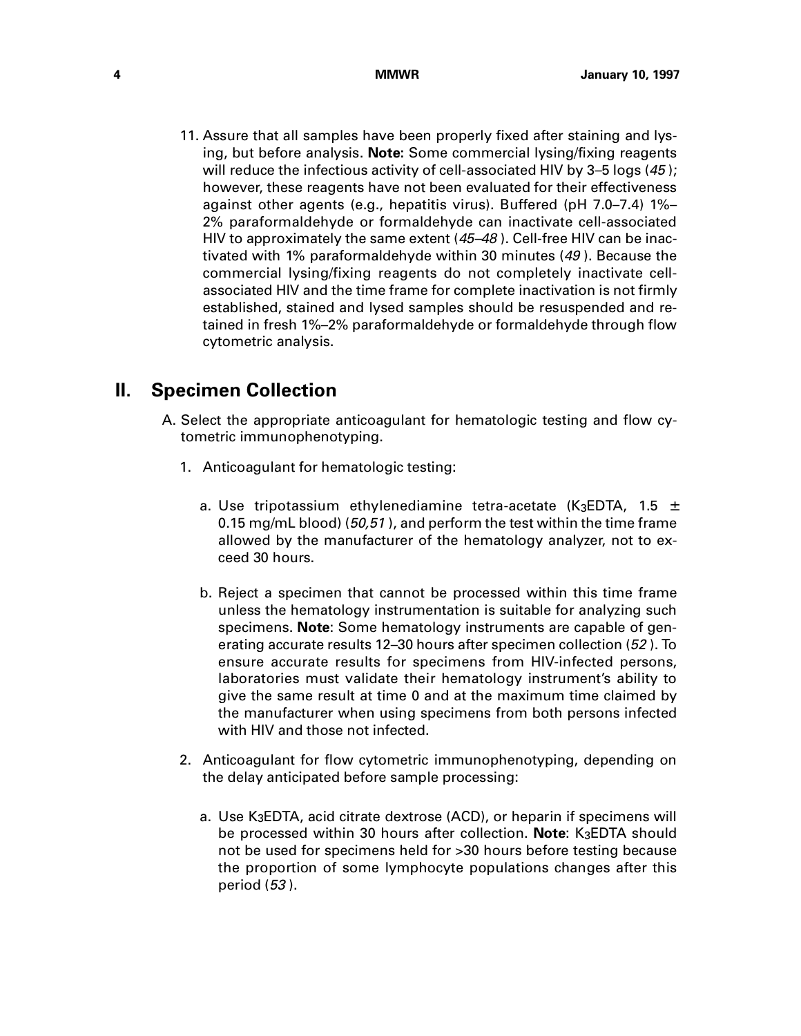11. Assure that all samples have been properly fixed after staining and lysing, but before analysis. **Note:** Some commercial lysing/fixing reagents will reduce the infectious activity of cell-associated HIV by 3–5 logs (*45*); however, these reagents have not been evaluated for their effectiveness against other agents (e.g., hepatitis virus). Buffered (pH 7.0–7.4) 1%–2% paraformaldehyde or formaldehyde can inactivate cell-associated HIV to approximately the same extent (*45–48*). Cell-free HIV can be inactivated with 1% paraformaldehyde within 30 minutes (*49*). Because the commercial lysing/fixing reagents do not completely inactivate cell-associated HIV and the time frame for complete inactivation is not firmly established, stained and lysed samples should be resuspended and retained in fresh 1%–2% paraformaldehyde or formaldehyde through flow cytometric analysis.

## II. Specimen Collection

A. Select the appropriate anticoagulant for hematologic testing and flow cytometric immunophenotyping.

1. Anticoagulant for hematologic testing:

    a. Use tripotassium ethylenediamine tetra-acetate ($K_3$EDTA, 1.5 ± 0.15 mg/mL blood) (*50,51*), and perform the test within the time frame allowed by the manufacturer of the hematology analyzer, not to exceed 30 hours.

    b. Reject a specimen that cannot be processed within this time frame unless the hematology instrumentation is suitable for analyzing such specimens. **Note**: Some hematology instruments are capable of generating accurate results 12–30 hours after specimen collection (*52*). To ensure accurate results for specimens from HIV-infected persons, laboratories must validate their hematology instrument's ability to give the same result at time 0 and at the maximum time claimed by the manufacturer when using specimens from both persons infected with HIV and those not infected.

2. Anticoagulant for flow cytometric immunophenotyping, depending on the delay anticipated before sample processing:

    a. Use $K_3$EDTA, acid citrate dextrose (ACD), or heparin if specimens will be processed within 30 hours after collection. **Note**: $K_3$EDTA should not be used for specimens held for >30 hours before testing because the proportion of some lymphocyte populations changes after this period (*53*).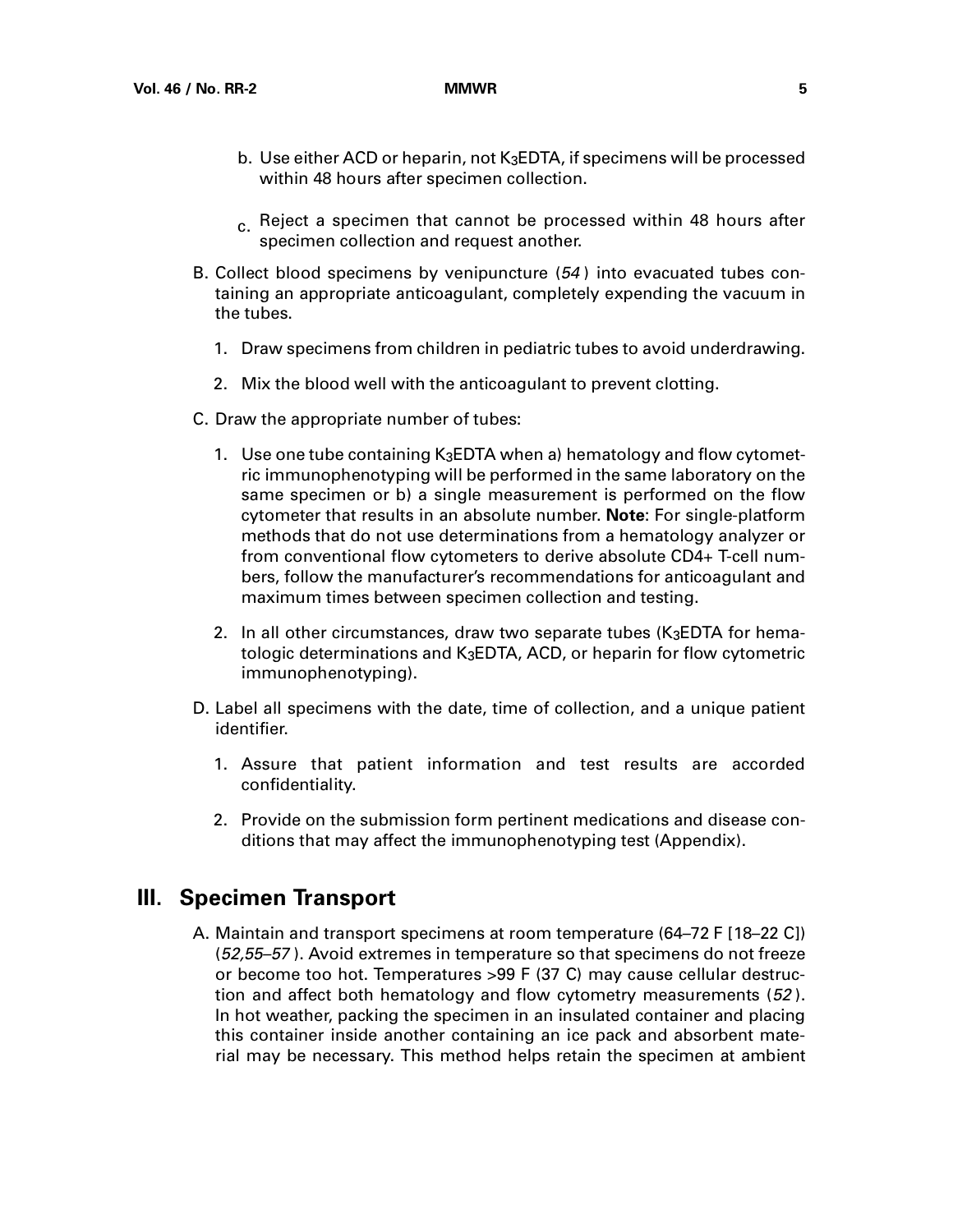b. Use either ACD or heparin, not $K_3EDTA$, if specimens will be processed within 48 hours after specimen collection.

c. Reject a specimen that cannot be processed within 48 hours after specimen collection and request another.

B. Collect blood specimens by venipuncture (*54*) into evacuated tubes containing an appropriate anticoagulant, completely expending the vacuum in the tubes.

   1. Draw specimens from children in pediatric tubes to avoid underdrawing.

   2. Mix the blood well with the anticoagulant to prevent clotting.

C. Draw the appropriate number of tubes:

   1. Use one tube containing $K_3EDTA$ when a) hematology and flow cytometric immunophenotyping will be performed in the same laboratory on the same specimen or b) a single measurement is performed on the flow cytometer that results in an absolute number. **Note**: For single-platform methods that do not use determinations from a hematology analyzer or from conventional flow cytometers to derive absolute CD4+ T-cell numbers, follow the manufacturer's recommendations for anticoagulant and maximum times between specimen collection and testing.

   2. In all other circumstances, draw two separate tubes ($K_3EDTA$ for hematologic determinations and $K_3EDTA$, ACD, or heparin for flow cytometric immunophenotyping).

D. Label all specimens with the date, time of collection, and a unique patient identifier.

   1. Assure that patient information and test results are accorded confidentiality.

   2. Provide on the submission form pertinent medications and disease conditions that may affect the immunophenotyping test (Appendix).

## III. Specimen Transport

A. Maintain and transport specimens at room temperature (64–72 F [18–22 C]) (*52,55–57*). Avoid extremes in temperature so that specimens do not freeze or become too hot. Temperatures >99 F (37 C) may cause cellular destruction and affect both hematology and flow cytometry measurements (*52*). In hot weather, packing the specimen in an insulated container and placing this container inside another containing an ice pack and absorbent material may be necessary. This method helps retain the specimen at ambient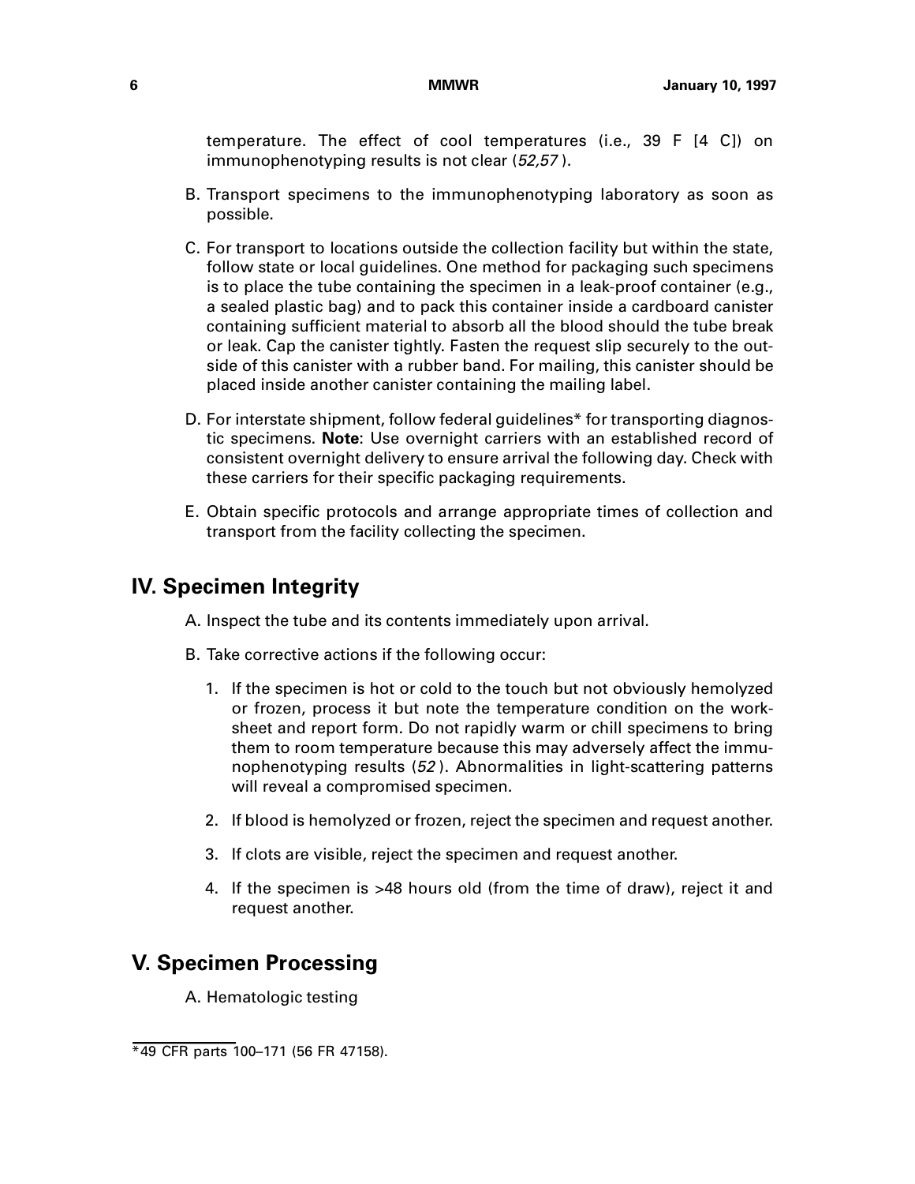temperature. The effect of cool temperatures (i.e., 39 F [4 C]) on immunophenotyping results is not clear (*52,57*).

B. Transport specimens to the immunophenotyping laboratory as soon as possible.

C. For transport to locations outside the collection facility but within the state, follow state or local guidelines. One method for packaging such specimens is to place the tube containing the specimen in a leak-proof container (e.g., a sealed plastic bag) and to pack this container inside a cardboard canister containing sufficient material to absorb all the blood should the tube break or leak. Cap the canister tightly. Fasten the request slip securely to the outside of this canister with a rubber band. For mailing, this canister should be placed inside another canister containing the mailing label.

D. For interstate shipment, follow federal guidelines* for transporting diagnostic specimens. **Note**: Use overnight carriers with an established record of consistent overnight delivery to ensure arrival the following day. Check with these carriers for their specific packaging requirements.

E. Obtain specific protocols and arrange appropriate times of collection and transport from the facility collecting the specimen.

## IV. Specimen Integrity

A. Inspect the tube and its contents immediately upon arrival.

B. Take corrective actions if the following occur:

1. If the specimen is hot or cold to the touch but not obviously hemolyzed or frozen, process it but note the temperature condition on the worksheet and report form. Do not rapidly warm or chill specimens to bring them to room temperature because this may adversely affect the immunophenotyping results (*52*). Abnormalities in light-scattering patterns will reveal a compromised specimen.

2. If blood is hemolyzed or frozen, reject the specimen and request another.

3. If clots are visible, reject the specimen and request another.

4. If the specimen is >48 hours old (from the time of draw), reject it and request another.

## V. Specimen Processing

A. Hematologic testing

---

*49 CFR parts 100–171 (56 FR 47158).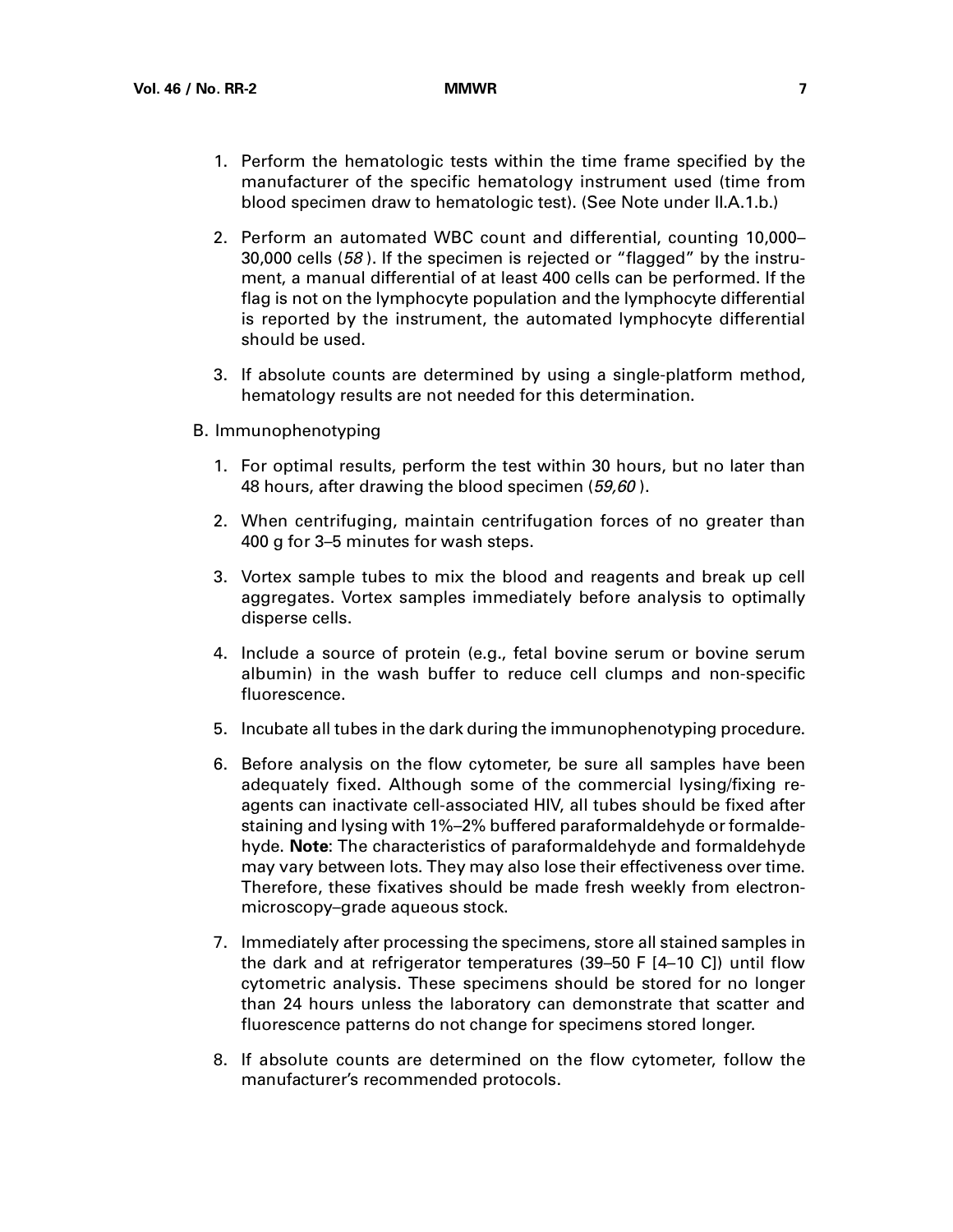1. Perform the hematologic tests within the time frame specified by the manufacturer of the specific hematology instrument used (time from blood specimen draw to hematologic test). (See Note under II.A.1.b.)

2. Perform an automated WBC count and differential, counting 10,000–30,000 cells (*58*). If the specimen is rejected or "flagged" by the instrument, a manual differential of at least 400 cells can be performed. If the flag is not on the lymphocyte population and the lymphocyte differential is reported by the instrument, the automated lymphocyte differential should be used.

3. If absolute counts are determined by using a single-platform method, hematology results are not needed for this determination.

B. Immunophenotyping

1. For optimal results, perform the test within 30 hours, but no later than 48 hours, after drawing the blood specimen (*59,60*).

2. When centrifuging, maintain centrifugation forces of no greater than 400 g for 3–5 minutes for wash steps.

3. Vortex sample tubes to mix the blood and reagents and break up cell aggregates. Vortex samples immediately before analysis to optimally disperse cells.

4. Include a source of protein (e.g., fetal bovine serum or bovine serum albumin) in the wash buffer to reduce cell clumps and non-specific fluorescence.

5. Incubate all tubes in the dark during the immunophenotyping procedure.

6. Before analysis on the flow cytometer, be sure all samples have been adequately fixed. Although some of the commercial lysing/fixing reagents can inactivate cell-associated HIV, all tubes should be fixed after staining and lysing with 1%–2% buffered paraformaldehyde or formaldehyde. **Note**: The characteristics of paraformaldehyde and formaldehyde may vary between lots. They may also lose their effectiveness over time. Therefore, these fixatives should be made fresh weekly from electron-microscopy–grade aqueous stock.

7. Immediately after processing the specimens, store all stained samples in the dark and at refrigerator temperatures (39–50 F [4–10 C]) until flow cytometric analysis. These specimens should be stored for no longer than 24 hours unless the laboratory can demonstrate that scatter and fluorescence patterns do not change for specimens stored longer.

8. If absolute counts are determined on the flow cytometer, follow the manufacturer's recommended protocols.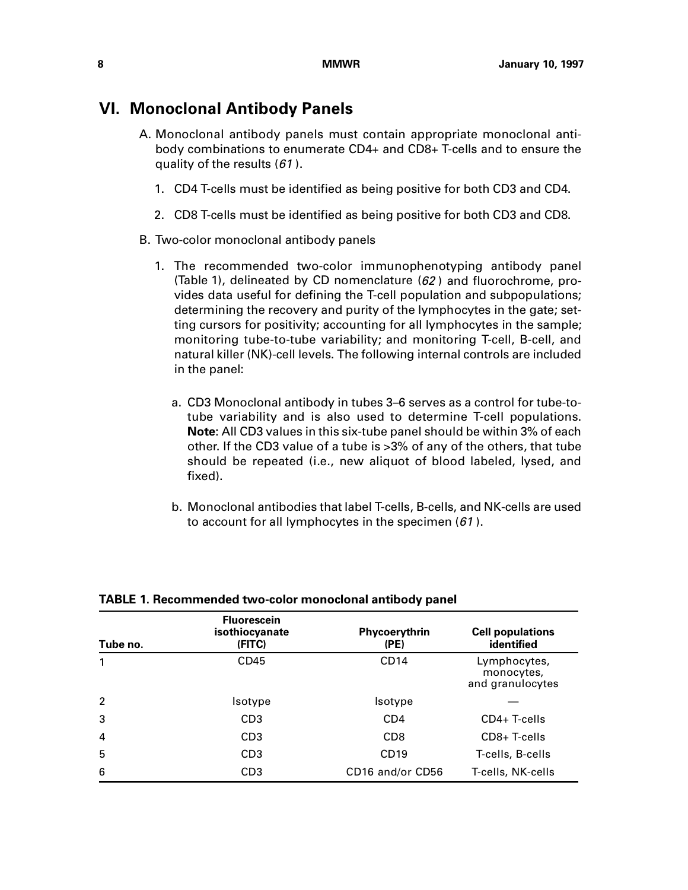## VI. Monoclonal Antibody Panels

A. Monoclonal antibody panels must contain appropriate monoclonal antibody combinations to enumerate CD4+ and CD8+ T-cells and to ensure the quality of the results (*61*).

1. CD4 T-cells must be identified as being positive for both CD3 and CD4.

2. CD8 T-cells must be identified as being positive for both CD3 and CD8.

B. Two-color monoclonal antibody panels

1. The recommended two-color immunophenotyping antibody panel (Table 1), delineated by CD nomenclature (*62*) and fluorochrome, provides data useful for defining the T-cell population and subpopulations; determining the recovery and purity of the lymphocytes in the gate; setting cursors for positivity; accounting for all lymphocytes in the sample; monitoring tube-to-tube variability; and monitoring T-cell, B-cell, and natural killer (NK)-cell levels. The following internal controls are included in the panel:

   a. CD3 Monoclonal antibody in tubes 3–6 serves as a control for tube-to-tube variability and is also used to determine T-cell populations. **Note**: All CD3 values in this six-tube panel should be within 3% of each other. If the CD3 value of a tube is >3% of any of the others, that tube should be repeated (i.e., new aliquot of blood labeled, lysed, and fixed).

   b. Monoclonal antibodies that label T-cells, B-cells, and NK-cells are used to account for all lymphocytes in the specimen (*61*).

**TABLE 1. Recommended two-color monoclonal antibody panel**

| Tube no. | Fluorescein isothiocyanate (FITC) | Phycoerythrin (PE) | Cell populations identified |
|---|---|---|---|
| 1 | CD45 | CD14 | Lymphocytes, monocytes, and granulocytes |
| 2 | Isotype | Isotype | — |
| 3 | CD3 | CD4 | CD4+ T-cells |
| 4 | CD3 | CD8 | CD8+ T-cells |
| 5 | CD3 | CD19 | T-cells, B-cells |
| 6 | CD3 | CD16 and/or CD56 | T-cells, NK-cells |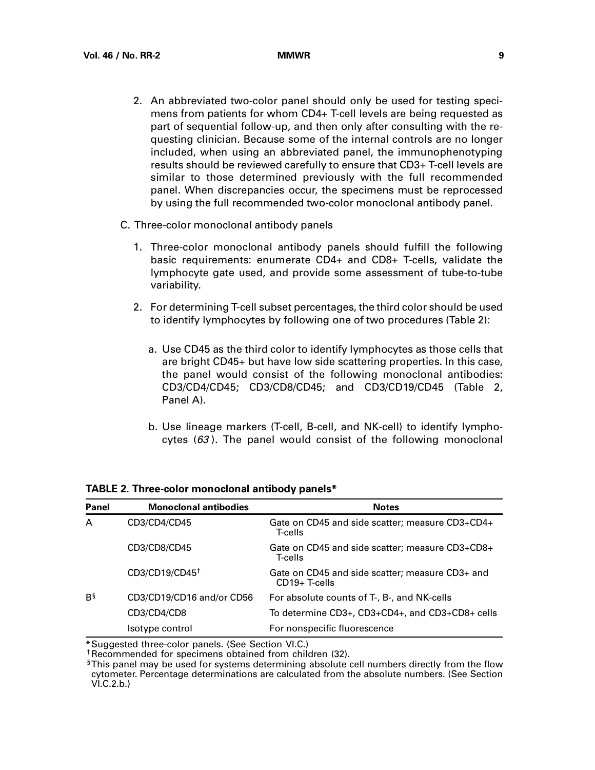2. An abbreviated two-color panel should only be used for testing specimens from patients for whom CD4+ T-cell levels are being requested as part of sequential follow-up, and then only after consulting with the requesting clinician. Because some of the internal controls are no longer included, when using an abbreviated panel, the immunophenotyping results should be reviewed carefully to ensure that CD3+ T-cell levels are similar to those determined previously with the full recommended panel. When discrepancies occur, the specimens must be reprocessed by using the full recommended two-color monoclonal antibody panel.

C. Three-color monoclonal antibody panels

1. Three-color monoclonal antibody panels should fulfill the following basic requirements: enumerate CD4+ and CD8+ T-cells, validate the lymphocyte gate used, and provide some assessment of tube-to-tube variability.

2. For determining T-cell subset percentages, the third color should be used to identify lymphocytes by following one of two procedures (Table 2):

   a. Use CD45 as the third color to identify lymphocytes as those cells that are bright CD45+ but have low side scattering properties. In this case, the panel would consist of the following monoclonal antibodies: CD3/CD4/CD45; CD3/CD8/CD45; and CD3/CD19/CD45 (Table 2, Panel A).

   b. Use lineage markers (T-cell, B-cell, and NK-cell) to identify lymphocytes (*63*). The panel would consist of the following monoclonal

**TABLE 2. Three-color monoclonal antibody panels***

| Panel | Monoclonal antibodies | Notes |
|---|---|---|
| A | CD3/CD4/CD45 | Gate on CD45 and side scatter; measure CD3+CD4+ T-cells |
| | CD3/CD8/CD45 | Gate on CD45 and side scatter; measure CD3+CD8+ T-cells |
| | CD3/CD19/CD45† | Gate on CD45 and side scatter; measure CD3+ and CD19+ T-cells |
| B§ | CD3/CD19/CD16 and/or CD56 | For absolute counts of T-, B-, and NK-cells |
| | CD3/CD4/CD8 | To determine CD3+, CD3+CD4+, and CD3+CD8+ cells |
| | Isotype control | For nonspecific fluorescence |

*Suggested three-color panels. (See Section VI.C.)

†Recommended for specimens obtained from children (32).

§This panel may be used for systems determining absolute cell numbers directly from the flow cytometer. Percentage determinations are calculated from the absolute numbers. (See Section VI.C.2.b.)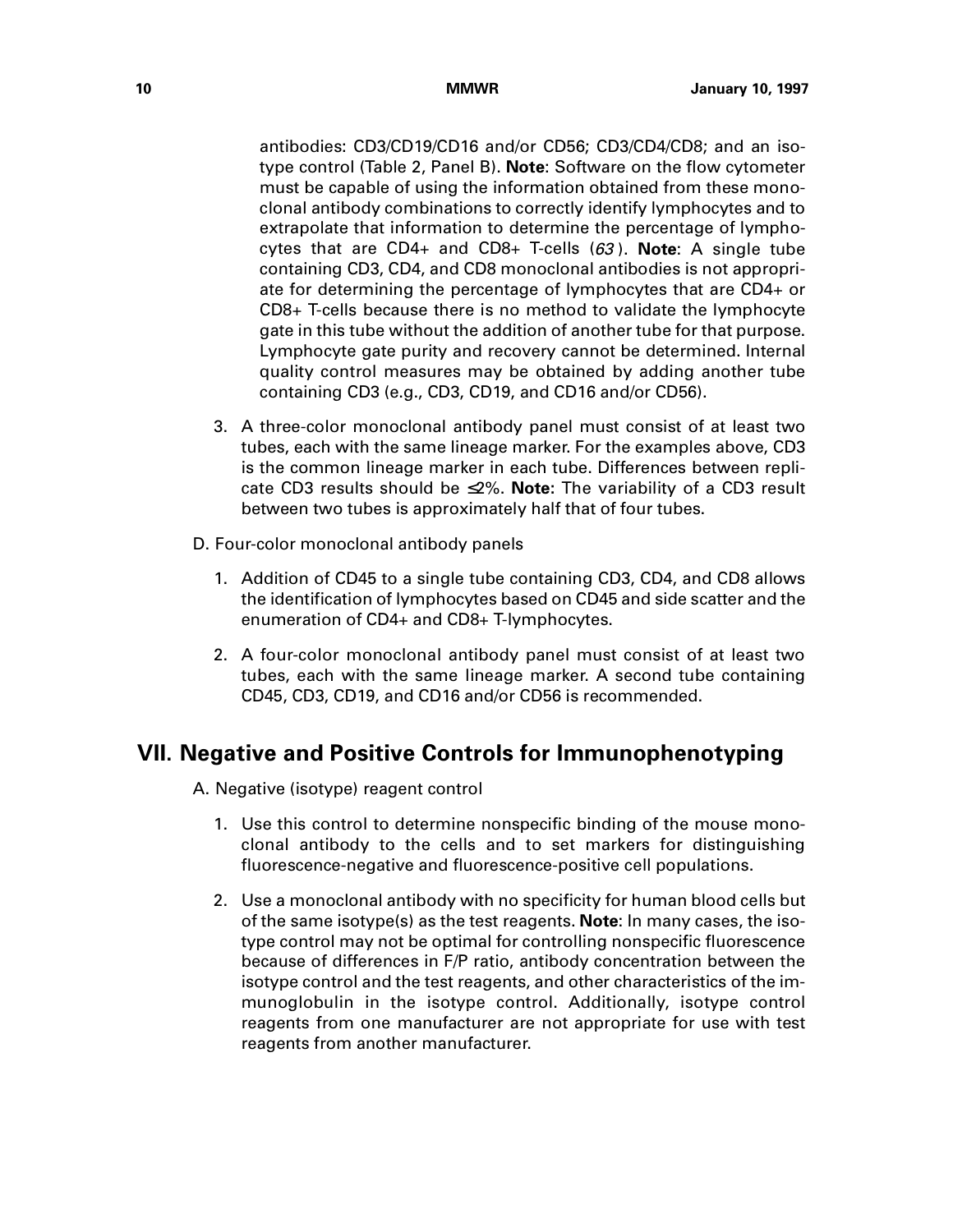antibodies: CD3/CD19/CD16 and/or CD56; CD3/CD4/CD8; and an isotype control (Table 2, Panel B). **Note**: Software on the flow cytometer must be capable of using the information obtained from these monoclonal antibody combinations to correctly identify lymphocytes and to extrapolate that information to determine the percentage of lymphocytes that are CD4+ and CD8+ T-cells (*63*). **Note**: A single tube containing CD3, CD4, and CD8 monoclonal antibodies is not appropriate for determining the percentage of lymphocytes that are CD4+ or CD8+ T-cells because there is no method to validate the lymphocyte gate in this tube without the addition of another tube for that purpose. Lymphocyte gate purity and recovery cannot be determined. Internal quality control measures may be obtained by adding another tube containing CD3 (e.g., CD3, CD19, and CD16 and/or CD56).

3. A three-color monoclonal antibody panel must consist of at least two tubes, each with the same lineage marker. For the examples above, CD3 is the common lineage marker in each tube. Differences between replicate CD3 results should be ≤2%. **Note:** The variability of a CD3 result between two tubes is approximately half that of four tubes.

D. Four-color monoclonal antibody panels

1. Addition of CD45 to a single tube containing CD3, CD4, and CD8 allows the identification of lymphocytes based on CD45 and side scatter and the enumeration of CD4+ and CD8+ T-lymphocytes.

2. A four-color monoclonal antibody panel must consist of at least two tubes, each with the same lineage marker. A second tube containing CD45, CD3, CD19, and CD16 and/or CD56 is recommended.

## VII. Negative and Positive Controls for Immunophenotyping

A. Negative (isotype) reagent control

1. Use this control to determine nonspecific binding of the mouse monoclonal antibody to the cells and to set markers for distinguishing fluorescence-negative and fluorescence-positive cell populations.

2. Use a monoclonal antibody with no specificity for human blood cells but of the same isotype(s) as the test reagents. **Note**: In many cases, the isotype control may not be optimal for controlling nonspecific fluorescence because of differences in F/P ratio, antibody concentration between the isotype control and the test reagents, and other characteristics of the immunoglobulin in the isotype control. Additionally, isotype control reagents from one manufacturer are not appropriate for use with test reagents from another manufacturer.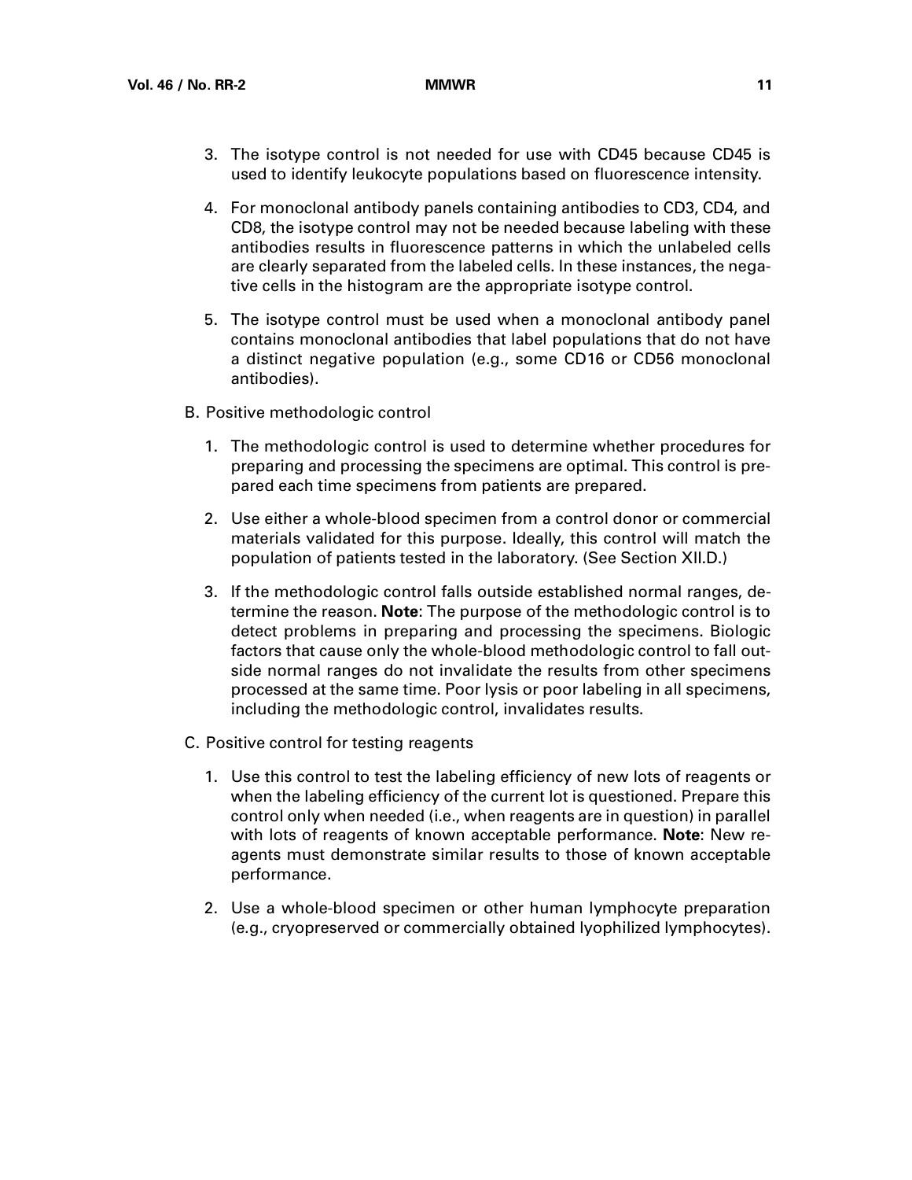3. The isotype control is not needed for use with CD45 because CD45 is used to identify leukocyte populations based on fluorescence intensity.

4. For monoclonal antibody panels containing antibodies to CD3, CD4, and CD8, the isotype control may not be needed because labeling with these antibodies results in fluorescence patterns in which the unlabeled cells are clearly separated from the labeled cells. In these instances, the negative cells in the histogram are the appropriate isotype control.

5. The isotype control must be used when a monoclonal antibody panel contains monoclonal antibodies that label populations that do not have a distinct negative population (e.g., some CD16 or CD56 monoclonal antibodies).

B. Positive methodologic control

1. The methodologic control is used to determine whether procedures for preparing and processing the specimens are optimal. This control is prepared each time specimens from patients are prepared.

2. Use either a whole-blood specimen from a control donor or commercial materials validated for this purpose. Ideally, this control will match the population of patients tested in the laboratory. (See Section XII.D.)

3. If the methodologic control falls outside established normal ranges, determine the reason. **Note**: The purpose of the methodologic control is to detect problems in preparing and processing the specimens. Biologic factors that cause only the whole-blood methodologic control to fall outside normal ranges do not invalidate the results from other specimens processed at the same time. Poor lysis or poor labeling in all specimens, including the methodologic control, invalidates results.

C. Positive control for testing reagents

1. Use this control to test the labeling efficiency of new lots of reagents or when the labeling efficiency of the current lot is questioned. Prepare this control only when needed (i.e., when reagents are in question) in parallel with lots of reagents of known acceptable performance. **Note**: New reagents must demonstrate similar results to those of known acceptable performance.

2. Use a whole-blood specimen or other human lymphocyte preparation (e.g., cryopreserved or commercially obtained lyophilized lymphocytes).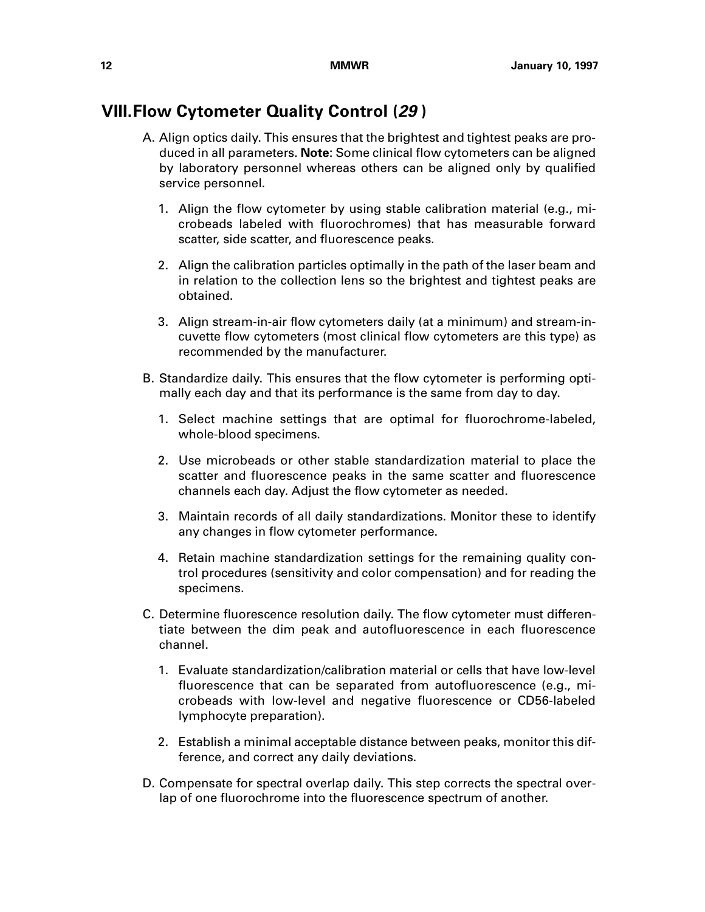## VIII. Flow Cytometer Quality Control (*29*)

A. Align optics daily. This ensures that the brightest and tightest peaks are produced in all parameters. **Note**: Some clinical flow cytometers can be aligned by laboratory personnel whereas others can be aligned only by qualified service personnel.

   1. Align the flow cytometer by using stable calibration material (e.g., microbeads labeled with fluorochromes) that has measurable forward scatter, side scatter, and fluorescence peaks.

   2. Align the calibration particles optimally in the path of the laser beam and in relation to the collection lens so the brightest and tightest peaks are obtained.

   3. Align stream-in-air flow cytometers daily (at a minimum) and stream-in-cuvette flow cytometers (most clinical flow cytometers are this type) as recommended by the manufacturer.

B. Standardize daily. This ensures that the flow cytometer is performing optimally each day and that its performance is the same from day to day.

   1. Select machine settings that are optimal for fluorochrome-labeled, whole-blood specimens.

   2. Use microbeads or other stable standardization material to place the scatter and fluorescence peaks in the same scatter and fluorescence channels each day. Adjust the flow cytometer as needed.

   3. Maintain records of all daily standardizations. Monitor these to identify any changes in flow cytometer performance.

   4. Retain machine standardization settings for the remaining quality control procedures (sensitivity and color compensation) and for reading the specimens.

C. Determine fluorescence resolution daily. The flow cytometer must differentiate between the dim peak and autofluorescence in each fluorescence channel.

   1. Evaluate standardization/calibration material or cells that have low-level fluorescence that can be separated from autofluorescence (e.g., microbeads with low-level and negative fluorescence or CD56-labeled lymphocyte preparation).

   2. Establish a minimal acceptable distance between peaks, monitor this difference, and correct any daily deviations.

D. Compensate for spectral overlap daily. This step corrects the spectral overlap of one fluorochrome into the fluorescence spectrum of another.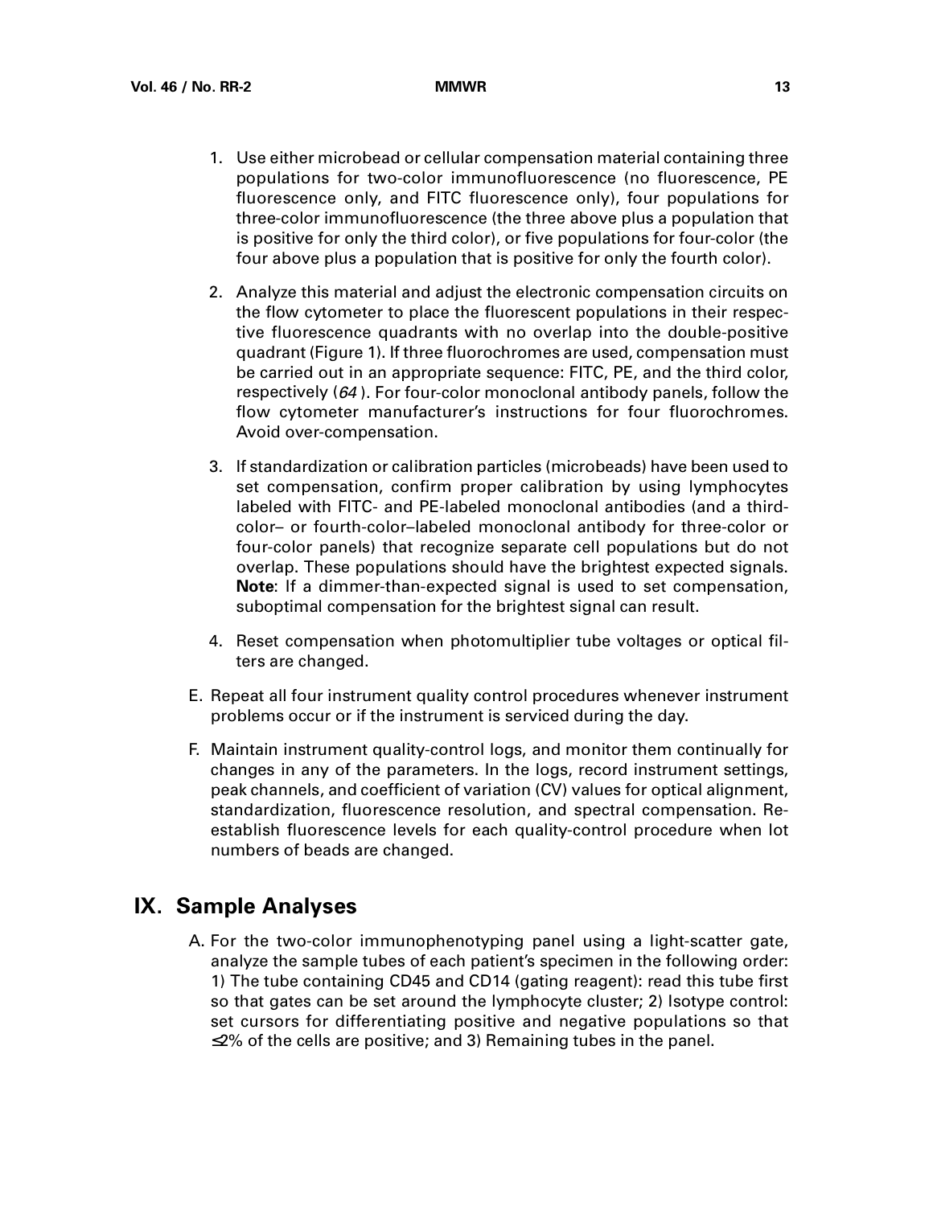1. Use either microbead or cellular compensation material containing three populations for two-color immunofluorescence (no fluorescence, PE fluorescence only, and FITC fluorescence only), four populations for three-color immunofluorescence (the three above plus a population that is positive for only the third color), or five populations for four-color (the four above plus a population that is positive for only the fourth color).

2. Analyze this material and adjust the electronic compensation circuits on the flow cytometer to place the fluorescent populations in their respective fluorescence quadrants with no overlap into the double-positive quadrant (Figure 1). If three fluorochromes are used, compensation must be carried out in an appropriate sequence: FITC, PE, and the third color, respectively (*64* ). For four-color monoclonal antibody panels, follow the flow cytometer manufacturer's instructions for four fluorochromes. Avoid over-compensation.

3. If standardization or calibration particles (microbeads) have been used to set compensation, confirm proper calibration by using lymphocytes labeled with FITC- and PE-labeled monoclonal antibodies (and a third-color– or fourth-color–labeled monoclonal antibody for three-color or four-color panels) that recognize separate cell populations but do not overlap. These populations should have the brightest expected signals. **Note**: If a dimmer-than-expected signal is used to set compensation, suboptimal compensation for the brightest signal can result.

4. Reset compensation when photomultiplier tube voltages or optical filters are changed.

E. Repeat all four instrument quality control procedures whenever instrument problems occur or if the instrument is serviced during the day.

F. Maintain instrument quality-control logs, and monitor them continually for changes in any of the parameters. In the logs, record instrument settings, peak channels, and coefficient of variation (CV) values for optical alignment, standardization, fluorescence resolution, and spectral compensation. Reestablish fluorescence levels for each quality-control procedure when lot numbers of beads are changed.

## IX. Sample Analyses

A. For the two-color immunophenotyping panel using a light-scatter gate, analyze the sample tubes of each patient's specimen in the following order: 1) The tube containing CD45 and CD14 (gating reagent): read this tube first so that gates can be set around the lymphocyte cluster; 2) Isotype control: set cursors for differentiating positive and negative populations so that $\leq$2% of the cells are positive; and 3) Remaining tubes in the panel.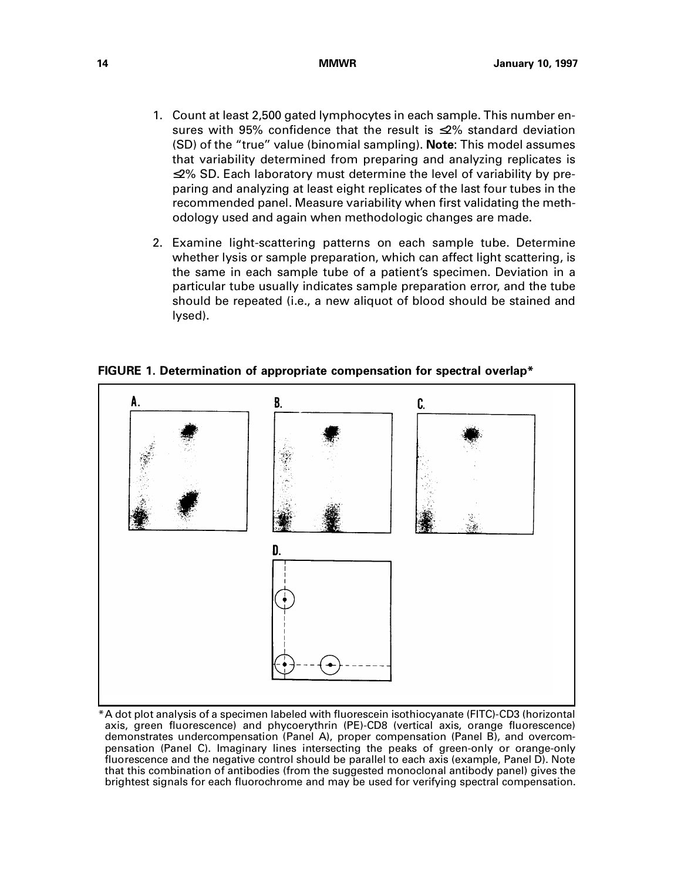1. Count at least 2,500 gated lymphocytes in each sample. This number ensures with 95% confidence that the result is ≤2% standard deviation (SD) of the "true" value (binomial sampling). **Note**: This model assumes that variability determined from preparing and analyzing replicates is ≤2% SD. Each laboratory must determine the level of variability by preparing and analyzing at least eight replicates of the last four tubes in the recommended panel. Measure variability when first validating the methodology used and again when methodologic changes are made.

2. Examine light-scattering patterns on each sample tube. Determine whether lysis or sample preparation, which can affect light scattering, is the same in each sample tube of a patient's specimen. Deviation in a particular tube usually indicates sample preparation error, and the tube should be repeated (i.e., a new aliquot of blood should be stained and lysed).

**FIGURE 1. Determination of appropriate compensation for spectral overlap***

*A dot plot analysis of a specimen labeled with fluorescein isothiocyanate (FITC)-CD3 (horizontal axis, green fluorescence) and phycoerythrin (PE)-CD8 (vertical axis, orange fluorescence) demonstrates undercompensation (Panel A), proper compensation (Panel B), and overcompensation (Panel C). Imaginary lines intersecting the peaks of green-only or orange-only fluorescence and the negative control should be parallel to each axis (example, Panel D). Note that this combination of antibodies (from the suggested monoclonal antibody panel) gives the brightest signals for each fluorochrome and may be used for verifying spectral compensation.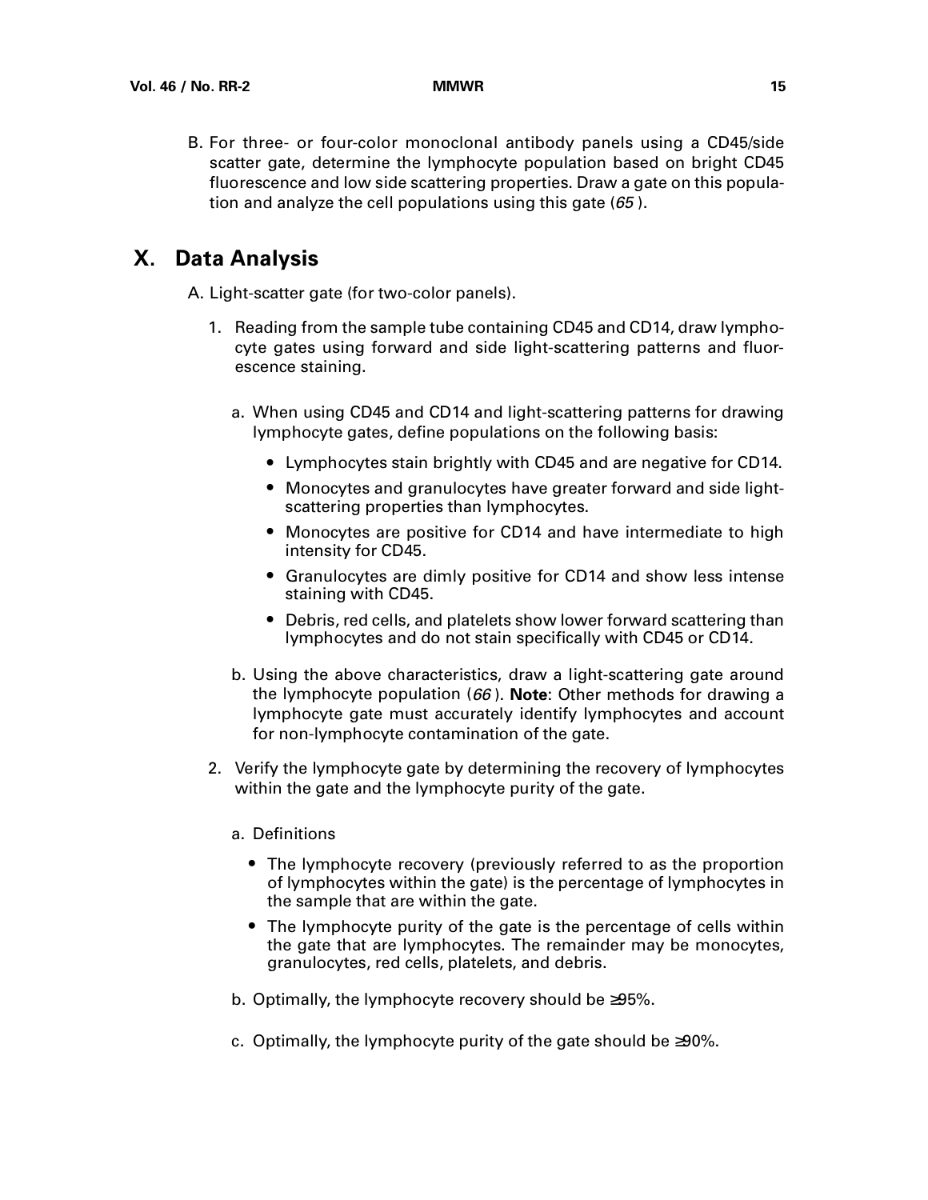B. For three- or four-color monoclonal antibody panels using a CD45/side scatter gate, determine the lymphocyte population based on bright CD45 fluorescence and low side scattering properties. Draw a gate on this population and analyze the cell populations using this gate (*65*).

## X. Data Analysis

A. Light-scatter gate (for two-color panels).

1. Reading from the sample tube containing CD45 and CD14, draw lymphocyte gates using forward and side light-scattering patterns and fluorescence staining.

   a. When using CD45 and CD14 and light-scattering patterns for drawing lymphocyte gates, define populations on the following basis:

      - Lymphocytes stain brightly with CD45 and are negative for CD14.
      - Monocytes and granulocytes have greater forward and side light-scattering properties than lymphocytes.
      - Monocytes are positive for CD14 and have intermediate to high intensity for CD45.
      - Granulocytes are dimly positive for CD14 and show less intense staining with CD45.
      - Debris, red cells, and platelets show lower forward scattering than lymphocytes and do not stain specifically with CD45 or CD14.

   b. Using the above characteristics, draw a light-scattering gate around the lymphocyte population (*66*). **Note**: Other methods for drawing a lymphocyte gate must accurately identify lymphocytes and account for non-lymphocyte contamination of the gate.

2. Verify the lymphocyte gate by determining the recovery of lymphocytes within the gate and the lymphocyte purity of the gate.

   a. Definitions

      - The lymphocyte recovery (previously referred to as the proportion of lymphocytes within the gate) is the percentage of lymphocytes in the sample that are within the gate.
      - The lymphocyte purity of the gate is the percentage of cells within the gate that are lymphocytes. The remainder may be monocytes, granulocytes, red cells, platelets, and debris.

   b. Optimally, the lymphocyte recovery should be ≥95%.

   c. Optimally, the lymphocyte purity of the gate should be ≥90%.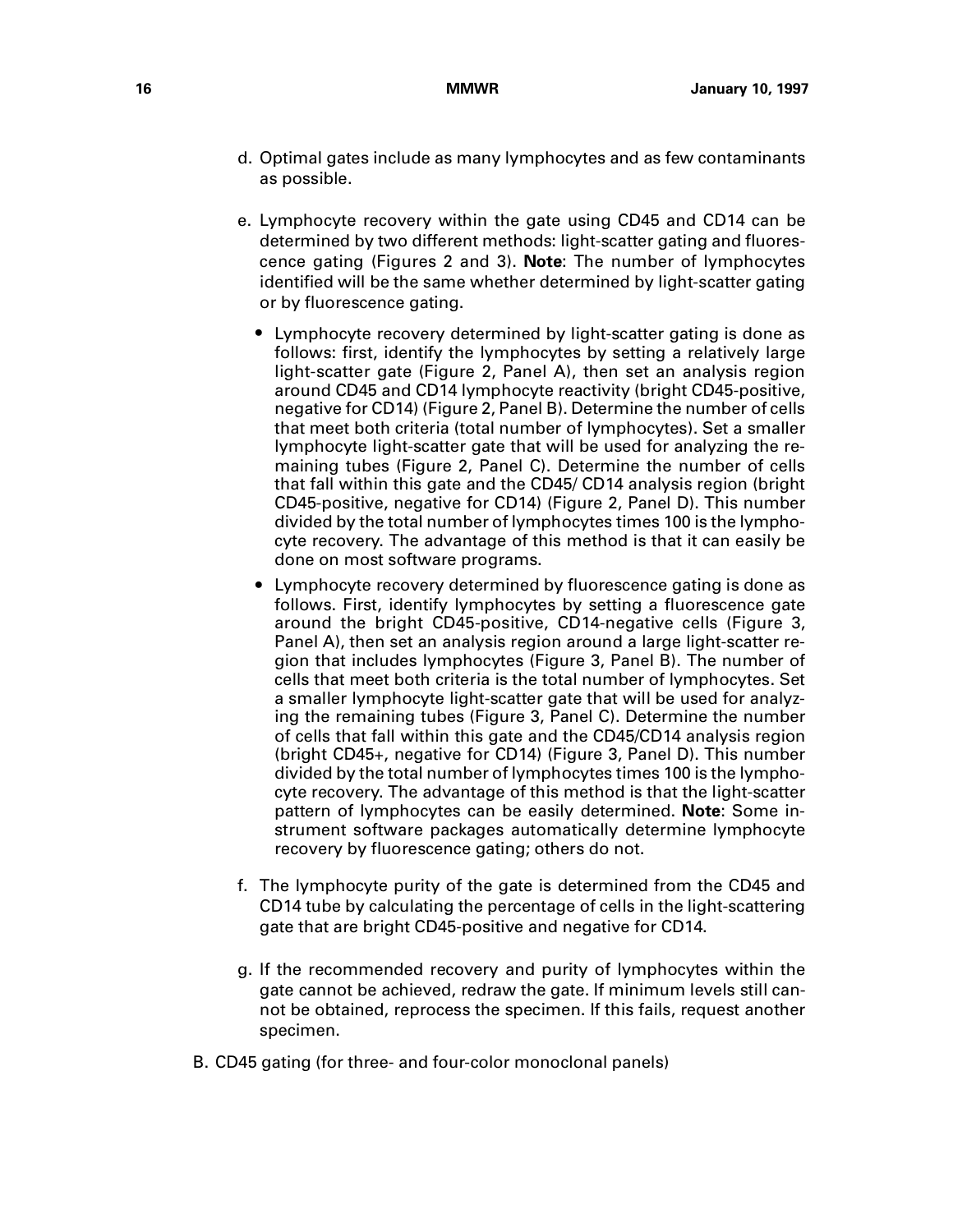d. Optimal gates include as many lymphocytes and as few contaminants as possible.

e. Lymphocyte recovery within the gate using CD45 and CD14 can be determined by two different methods: light-scatter gating and fluorescence gating (Figures 2 and 3). **Note**: The number of lymphocytes identified will be the same whether determined by light-scatter gating or by fluorescence gating.

   - Lymphocyte recovery determined by light-scatter gating is done as follows: first, identify the lymphocytes by setting a relatively large light-scatter gate (Figure 2, Panel A), then set an analysis region around CD45 and CD14 lymphocyte reactivity (bright CD45-positive, negative for CD14) (Figure 2, Panel B). Determine the number of cells that meet both criteria (total number of lymphocytes). Set a smaller lymphocyte light-scatter gate that will be used for analyzing the remaining tubes (Figure 2, Panel C). Determine the number of cells that fall within this gate and the CD45/ CD14 analysis region (bright CD45-positive, negative for CD14) (Figure 2, Panel D). This number divided by the total number of lymphocytes times 100 is the lymphocyte recovery. The advantage of this method is that it can easily be done on most software programs.
   - Lymphocyte recovery determined by fluorescence gating is done as follows. First, identify lymphocytes by setting a fluorescence gate around the bright CD45-positive, CD14-negative cells (Figure 3, Panel A), then set an analysis region around a large light-scatter region that includes lymphocytes (Figure 3, Panel B). The number of cells that meet both criteria is the total number of lymphocytes. Set a smaller lymphocyte light-scatter gate that will be used for analyzing the remaining tubes (Figure 3, Panel C). Determine the number of cells that fall within this gate and the CD45/CD14 analysis region (bright CD45+, negative for CD14) (Figure 3, Panel D). This number divided by the total number of lymphocytes times 100 is the lymphocyte recovery. The advantage of this method is that the light-scatter pattern of lymphocytes can be easily determined. **Note**: Some instrument software packages automatically determine lymphocyte recovery by fluorescence gating; others do not.

f. The lymphocyte purity of the gate is determined from the CD45 and CD14 tube by calculating the percentage of cells in the light-scattering gate that are bright CD45-positive and negative for CD14.

g. If the recommended recovery and purity of lymphocytes within the gate cannot be achieved, redraw the gate. If minimum levels still cannot be obtained, reprocess the specimen. If this fails, request another specimen.

B. CD45 gating (for three- and four-color monoclonal panels)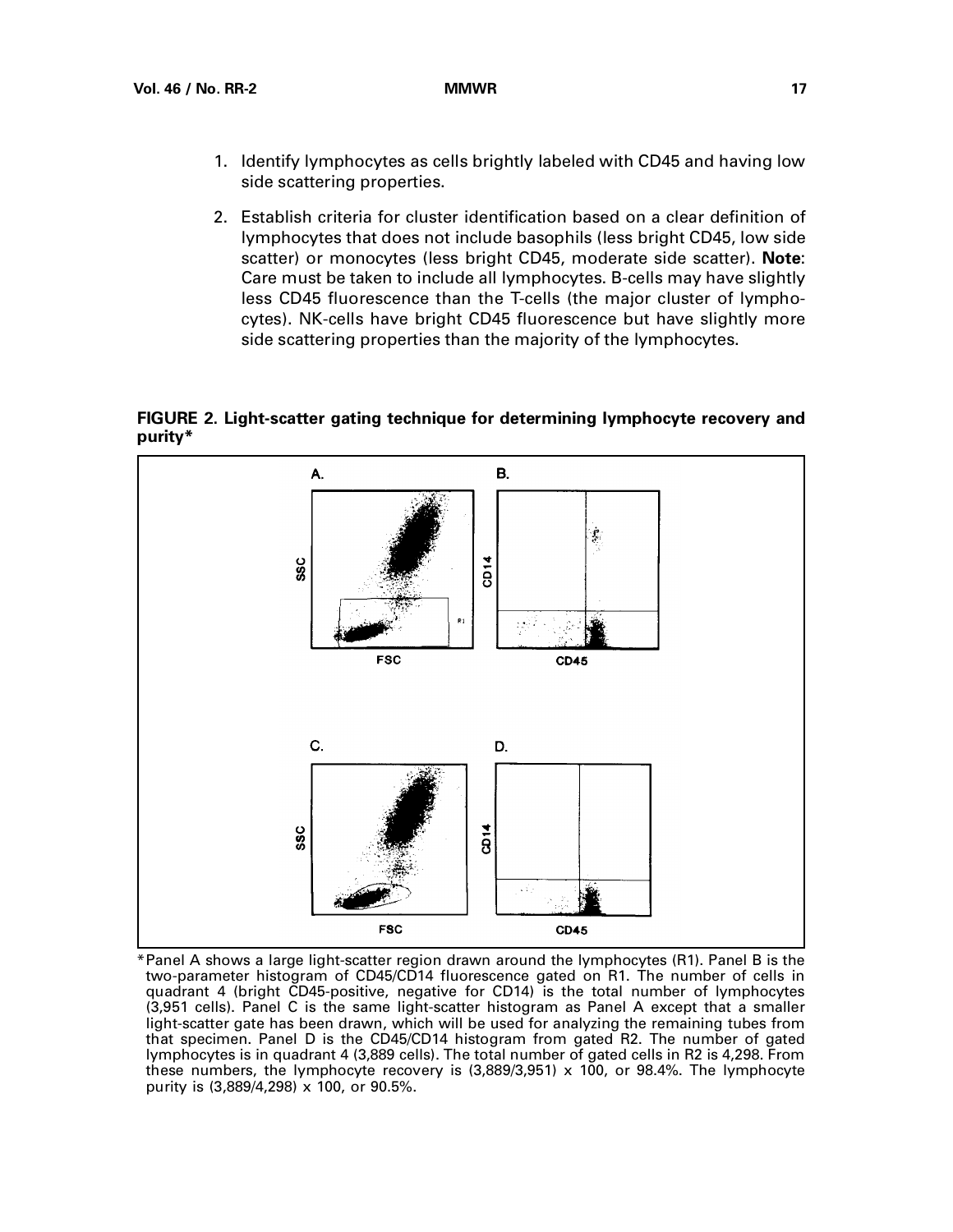1. Identify lymphocytes as cells brightly labeled with CD45 and having low side scattering properties.

2. Establish criteria for cluster identification based on a clear definition of lymphocytes that does not include basophils (less bright CD45, low side scatter) or monocytes (less bright CD45, moderate side scatter). **Note**: Care must be taken to include all lymphocytes. B-cells may have slightly less CD45 fluorescence than the T-cells (the major cluster of lymphocytes). NK-cells have bright CD45 fluorescence but have slightly more side scattering properties than the majority of the lymphocytes.

**FIGURE 2. Light-scatter gating technique for determining lymphocyte recovery and purity***

*Panel A shows a large light-scatter region drawn around the lymphocytes (R1). Panel B is the two-parameter histogram of CD45/CD14 fluorescence gated on R1. The number of cells in quadrant 4 (bright CD45-positive, negative for CD14) is the total number of lymphocytes (3,951 cells). Panel C is the same light-scatter histogram as Panel A except that a smaller light-scatter gate has been drawn, which will be used for analyzing the remaining tubes from that specimen. Panel D is the CD45/CD14 histogram from gated R2. The number of gated lymphocytes is in quadrant 4 (3,889 cells). The total number of gated cells in R2 is 4,298. From these numbers, the lymphocyte recovery is (3,889/3,951) x 100, or 98.4%. The lymphocyte purity is (3,889/4,298) x 100, or 90.5%.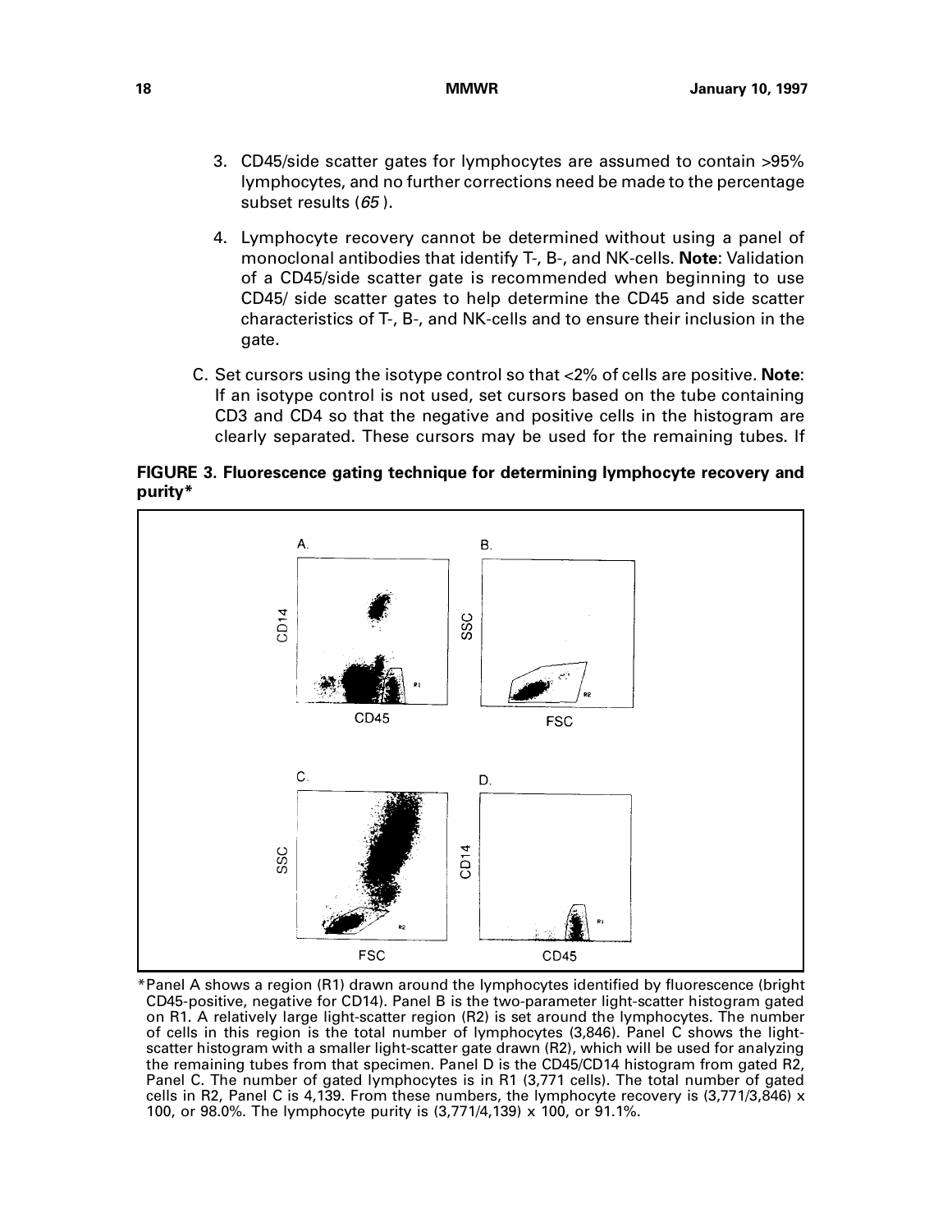3. CD45/side scatter gates for lymphocytes are assumed to contain >95% lymphocytes, and no further corrections need be made to the percentage subset results (*65*).

4. Lymphocyte recovery cannot be determined without using a panel of monoclonal antibodies that identify T-, B-, and NK-cells. **Note**: Validation of a CD45/side scatter gate is recommended when beginning to use CD45/ side scatter gates to help determine the CD45 and side scatter characteristics of T-, B-, and NK-cells and to ensure their inclusion in the gate.

C. Set cursors using the isotype control so that <2% of cells are positive. **Note**: If an isotype control is not used, set cursors based on the tube containing CD3 and CD4 so that the negative and positive cells in the histogram are clearly separated. These cursors may be used for the remaining tubes. If

**FIGURE 3. Fluorescence gating technique for determining lymphocyte recovery and purity***

*Panel A shows a region (R1) drawn around the lymphocytes identified by fluorescence (bright CD45-positive, negative for CD14). Panel B is the two-parameter light-scatter histogram gated on R1. A relatively large light-scatter region (R2) is set around the lymphocytes. The number of cells in this region is the total number of lymphocytes (3,846). Panel C shows the light-scatter histogram with a smaller light-scatter gate drawn (R2), which will be used for analyzing the remaining tubes from that specimen. Panel D is the CD45/CD14 histogram from gated R2, Panel C. The number of gated lymphocytes is in R1 (3,771 cells). The total number of gated cells in R2, Panel C is 4,139. From these numbers, the lymphocyte recovery is (3,771/3,846) x 100, or 98.0%. The lymphocyte purity is (3,771/4,139) x 100, or 91.1%.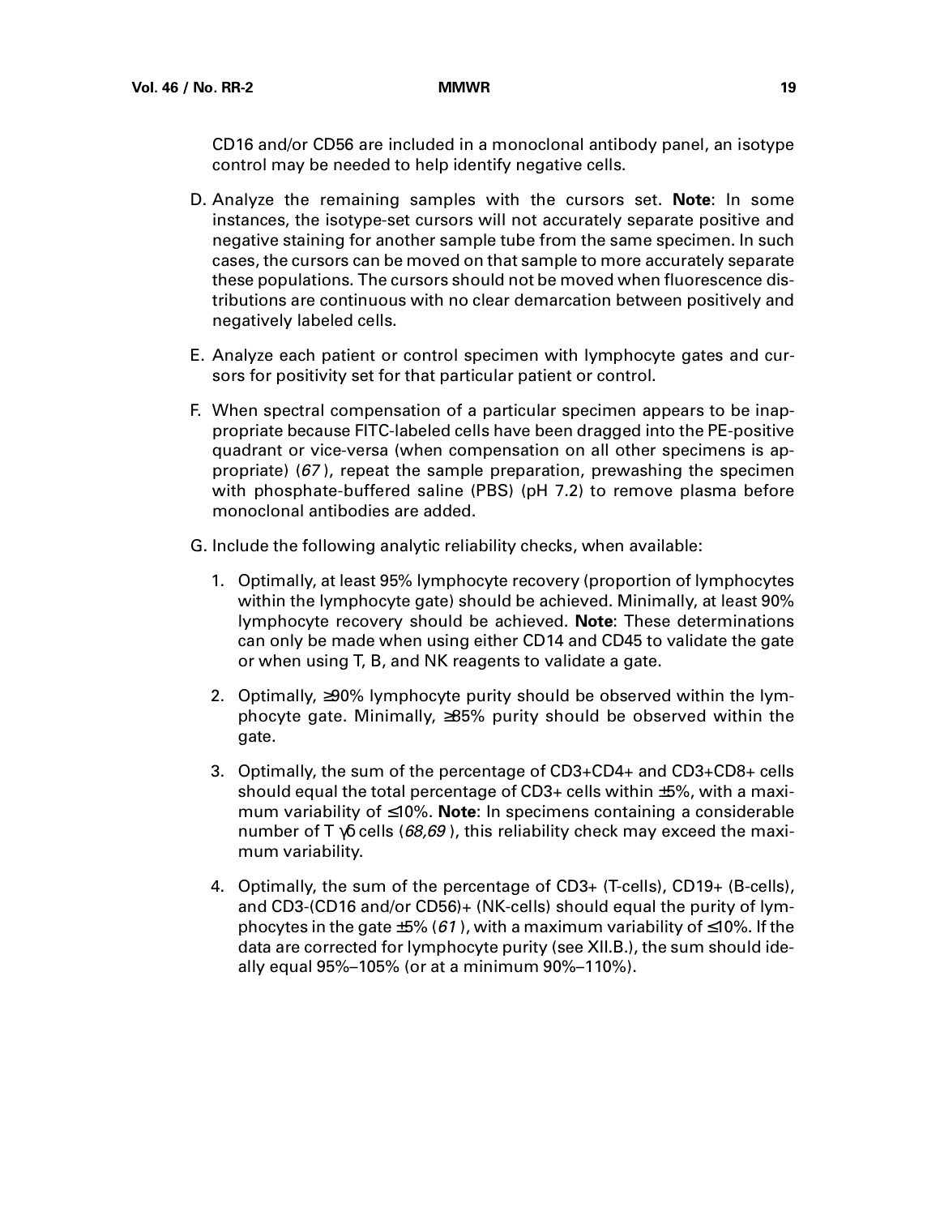CD16 and/or CD56 are included in a monoclonal antibody panel, an isotype control may be needed to help identify negative cells.

D. Analyze the remaining samples with the cursors set. **Note**: In some instances, the isotype-set cursors will not accurately separate positive and negative staining for another sample tube from the same specimen. In such cases, the cursors can be moved on that sample to more accurately separate these populations. The cursors should not be moved when fluorescence distributions are continuous with no clear demarcation between positively and negatively labeled cells.

E. Analyze each patient or control specimen with lymphocyte gates and cursors for positivity set for that particular patient or control.

F. When spectral compensation of a particular specimen appears to be inappropriate because FITC-labeled cells have been dragged into the PE-positive quadrant or vice-versa (when compensation on all other specimens is appropriate) (*67*), repeat the sample preparation, prewashing the specimen with phosphate-buffered saline (PBS) (pH 7.2) to remove plasma before monoclonal antibodies are added.

G. Include the following analytic reliability checks, when available:

1. Optimally, at least 95% lymphocyte recovery (proportion of lymphocytes within the lymphocyte gate) should be achieved. Minimally, at least 90% lymphocyte recovery should be achieved. **Note**: These determinations can only be made when using either CD14 and CD45 to validate the gate or when using T, B, and NK reagents to validate a gate.

2. Optimally, ≥90% lymphocyte purity should be observed within the lymphocyte gate. Minimally, ≥85% purity should be observed within the gate.

3. Optimally, the sum of the percentage of CD3+CD4+ and CD3+CD8+ cells should equal the total percentage of CD3+ cells within ±5%, with a maximum variability of ≤10%. **Note**: In specimens containing a considerable number of T $\gamma\delta$ cells (*68,69*), this reliability check may exceed the maximum variability.

4. Optimally, the sum of the percentage of CD3+ (T-cells), CD19+ (B-cells), and CD3-(CD16 and/or CD56)+ (NK-cells) should equal the purity of lymphocytes in the gate ±5% (*61*), with a maximum variability of ≤10%. If the data are corrected for lymphocyte purity (see XII.B.), the sum should ideally equal 95%–105% (or at a minimum 90%–110%).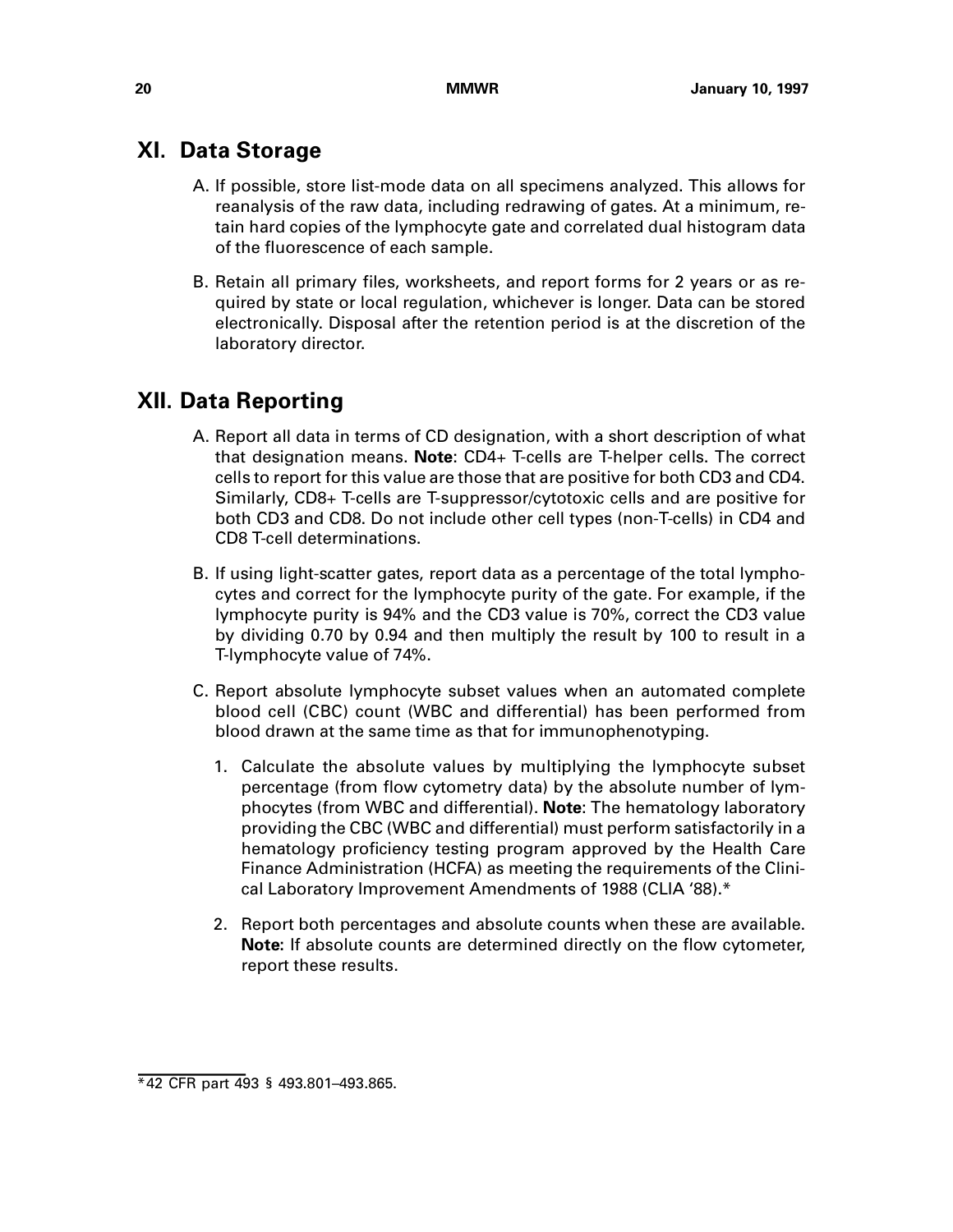## XI. Data Storage

A. If possible, store list-mode data on all specimens analyzed. This allows for reanalysis of the raw data, including redrawing of gates. At a minimum, retain hard copies of the lymphocyte gate and correlated dual histogram data of the fluorescence of each sample.

B. Retain all primary files, worksheets, and report forms for 2 years or as required by state or local regulation, whichever is longer. Data can be stored electronically. Disposal after the retention period is at the discretion of the laboratory director.

## XII. Data Reporting

A. Report all data in terms of CD designation, with a short description of what that designation means. **Note**: CD4+ T-cells are T-helper cells. The correct cells to report for this value are those that are positive for both CD3 and CD4. Similarly, CD8+ T-cells are T-suppressor/cytotoxic cells and are positive for both CD3 and CD8. Do not include other cell types (non-T-cells) in CD4 and CD8 T-cell determinations.

B. If using light-scatter gates, report data as a percentage of the total lymphocytes and correct for the lymphocyte purity of the gate. For example, if the lymphocyte purity is 94% and the CD3 value is 70%, correct the CD3 value by dividing 0.70 by 0.94 and then multiply the result by 100 to result in a T-lymphocyte value of 74%.

C. Report absolute lymphocyte subset values when an automated complete blood cell (CBC) count (WBC and differential) has been performed from blood drawn at the same time as that for immunophenotyping.

1. Calculate the absolute values by multiplying the lymphocyte subset percentage (from flow cytometry data) by the absolute number of lymphocytes (from WBC and differential). **Note**: The hematology laboratory providing the CBC (WBC and differential) must perform satisfactorily in a hematology proficiency testing program approved by the Health Care Finance Administration (HCFA) as meeting the requirements of the Clinical Laboratory Improvement Amendments of 1988 (CLIA '88).*

2. Report both percentages and absolute counts when these are available. **Note**: If absolute counts are determined directly on the flow cytometer, report these results.

---

*42 CFR part 493 § 493.801–493.865.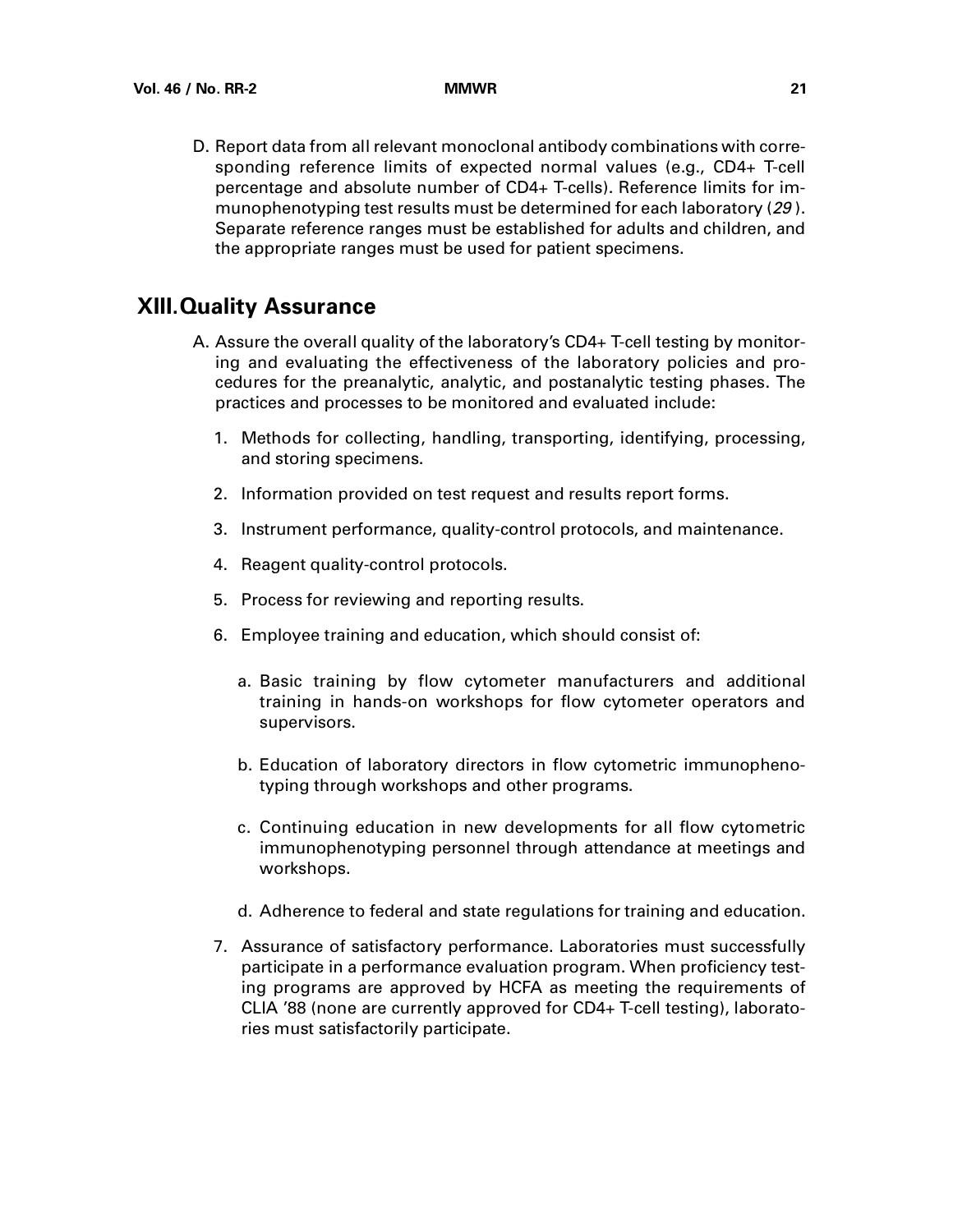D. Report data from all relevant monoclonal antibody combinations with corresponding reference limits of expected normal values (e.g., CD4+ T-cell percentage and absolute number of CD4+ T-cells). Reference limits for immunophenotyping test results must be determined for each laboratory (*29*). Separate reference ranges must be established for adults and children, and the appropriate ranges must be used for patient specimens.

## XIII. Quality Assurance

A. Assure the overall quality of the laboratory's CD4+ T-cell testing by monitoring and evaluating the effectiveness of the laboratory policies and procedures for the preanalytic, analytic, and postanalytic testing phases. The practices and processes to be monitored and evaluated include:

1. Methods for collecting, handling, transporting, identifying, processing, and storing specimens.

2. Information provided on test request and results report forms.

3. Instrument performance, quality-control protocols, and maintenance.

4. Reagent quality-control protocols.

5. Process for reviewing and reporting results.

6. Employee training and education, which should consist of:

   a. Basic training by flow cytometer manufacturers and additional training in hands-on workshops for flow cytometer operators and supervisors.

   b. Education of laboratory directors in flow cytometric immunophenotyping through workshops and other programs.

   c. Continuing education in new developments for all flow cytometric immunophenotyping personnel through attendance at meetings and workshops.

   d. Adherence to federal and state regulations for training and education.

7. Assurance of satisfactory performance. Laboratories must successfully participate in a performance evaluation program. When proficiency testing programs are approved by HCFA as meeting the requirements of CLIA '88 (none are currently approved for CD4+ T-cell testing), laboratories must satisfactorily participate.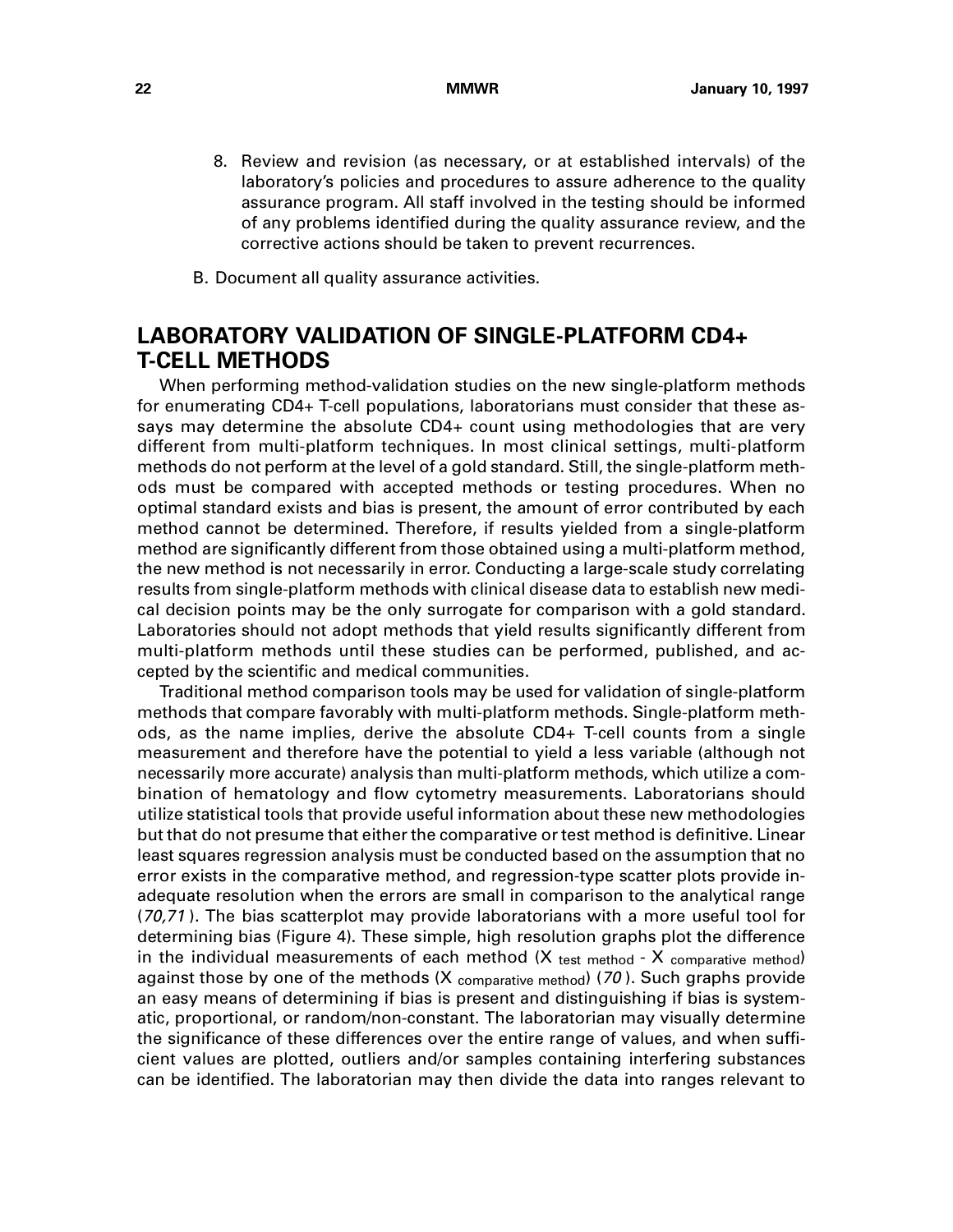8. Review and revision (as necessary, or at established intervals) of the laboratory's policies and procedures to assure adherence to the quality assurance program. All staff involved in the testing should be informed of any problems identified during the quality assurance review, and the corrective actions should be taken to prevent recurrences.

B. Document all quality assurance activities.

## LABORATORY VALIDATION OF SINGLE-PLATFORM CD4+ T-CELL METHODS

When performing method-validation studies on the new single-platform methods for enumerating CD4+ T-cell populations, laboratorians must consider that these assays may determine the absolute CD4+ count using methodologies that are very different from multi-platform techniques. In most clinical settings, multi-platform methods do not perform at the level of a gold standard. Still, the single-platform methods must be compared with accepted methods or testing procedures. When no optimal standard exists and bias is present, the amount of error contributed by each method cannot be determined. Therefore, if results yielded from a single-platform method are significantly different from those obtained using a multi-platform method, the new method is not necessarily in error. Conducting a large-scale study correlating results from single-platform methods with clinical disease data to establish new medical decision points may be the only surrogate for comparison with a gold standard. Laboratories should not adopt methods that yield results significantly different from multi-platform methods until these studies can be performed, published, and accepted by the scientific and medical communities.

Traditional method comparison tools may be used for validation of single-platform methods that compare favorably with multi-platform methods. Single-platform methods, as the name implies, derive the absolute CD4+ T-cell counts from a single measurement and therefore have the potential to yield a less variable (although not necessarily more accurate) analysis than multi-platform methods, which utilize a combination of hematology and flow cytometry measurements. Laboratorians should utilize statistical tools that provide useful information about these new methodologies but that do not presume that either the comparative or test method is definitive. Linear least squares regression analysis must be conducted based on the assumption that no error exists in the comparative method, and regression-type scatter plots provide inadequate resolution when the errors are small in comparison to the analytical range (*70,71*). The bias scatterplot may provide laboratorians with a more useful tool for determining bias (Figure 4). These simple, high resolution graphs plot the difference in the individual measurements of each method ($X_{\text{test method}} - X_{\text{comparative method}}$) against those by one of the methods ($X_{\text{comparative method}}$) (*70*). Such graphs provide an easy means of determining if bias is present and distinguishing if bias is systematic, proportional, or random/non-constant. The laboratorian may visually determine the significance of these differences over the entire range of values, and when sufficient values are plotted, outliers and/or samples containing interfering substances can be identified. The laboratorian may then divide the data into ranges relevant to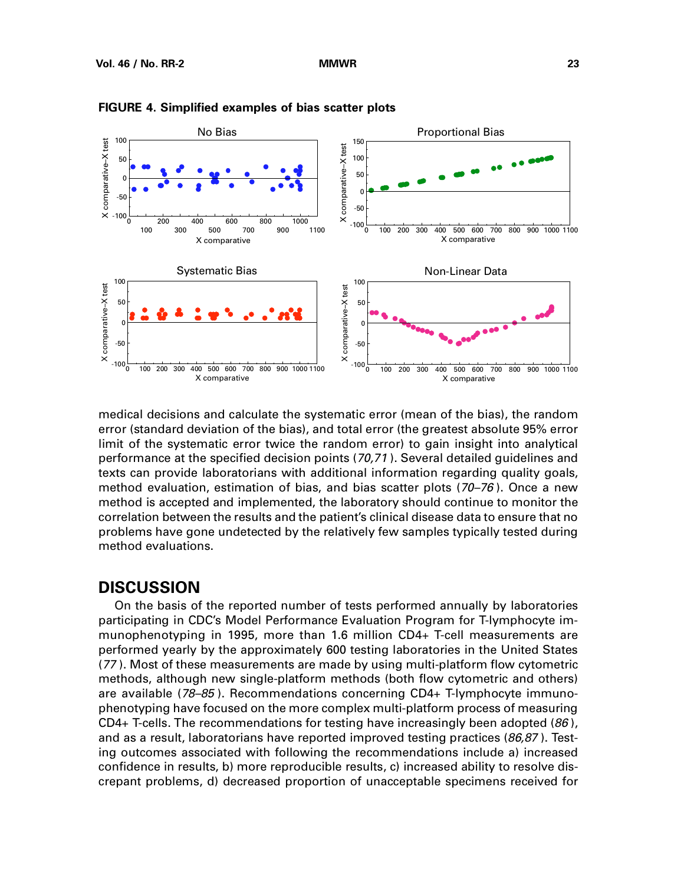**FIGURE 4. Simplified examples of bias scatter plots**

medical decisions and calculate the systematic error (mean of the bias), the random error (standard deviation of the bias), and total error (the greatest absolute 95% error limit of the systematic error twice the random error) to gain insight into analytical performance at the specified decision points (*70,71*). Several detailed guidelines and texts can provide laboratorians with additional information regarding quality goals, method evaluation, estimation of bias, and bias scatter plots (*70–76*). Once a new method is accepted and implemented, the laboratory should continue to monitor the correlation between the results and the patient's clinical disease data to ensure that no problems have gone undetected by the relatively few samples typically tested during method evaluations.

## DISCUSSION

On the basis of the reported number of tests performed annually by laboratories participating in CDC's Model Performance Evaluation Program for T-lymphocyte immunophenotyping in 1995, more than 1.6 million CD4+ T-cell measurements are performed yearly by the approximately 600 testing laboratories in the United States (*77*). Most of these measurements are made by using multi-platform flow cytometric methods, although new single-platform methods (both flow cytometric and others) are available (*78–85*). Recommendations concerning CD4+ T-lymphocyte immunophenotyping have focused on the more complex multi-platform process of measuring CD4+ T-cells. The recommendations for testing have increasingly been adopted (*86*), and as a result, laboratorians have reported improved testing practices (*86,87*). Testing outcomes associated with following the recommendations include a) increased confidence in results, b) more reproducible results, c) increased ability to resolve discrepant problems, d) decreased proportion of unacceptable specimens received for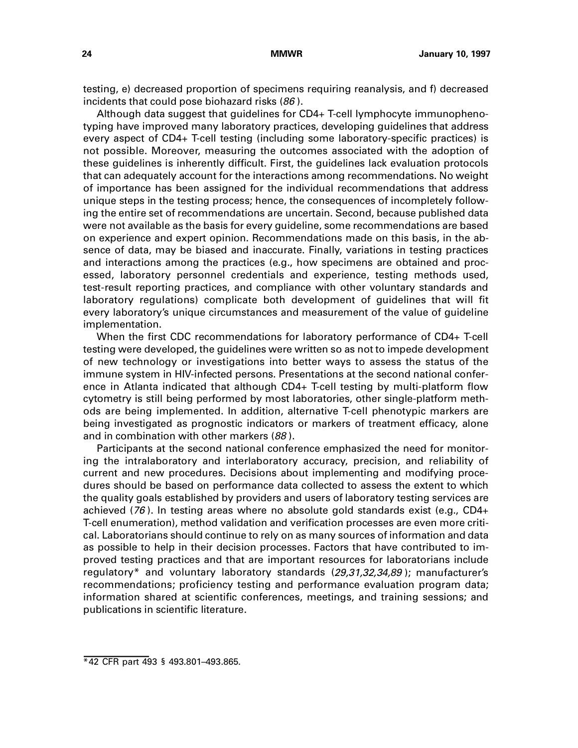testing, e) decreased proportion of specimens requiring reanalysis, and f) decreased incidents that could pose biohazard risks (*86*).

Although data suggest that guidelines for CD4+ T-cell lymphocyte immunophenotyping have improved many laboratory practices, developing guidelines that address every aspect of CD4+ T-cell testing (including some laboratory-specific practices) is not possible. Moreover, measuring the outcomes associated with the adoption of these guidelines is inherently difficult. First, the guidelines lack evaluation protocols that can adequately account for the interactions among recommendations. No weight of importance has been assigned for the individual recommendations that address unique steps in the testing process; hence, the consequences of incompletely following the entire set of recommendations are uncertain. Second, because published data were not available as the basis for every guideline, some recommendations are based on experience and expert opinion. Recommendations made on this basis, in the absence of data, may be biased and inaccurate. Finally, variations in testing practices and interactions among the practices (e.g., how specimens are obtained and processed, laboratory personnel credentials and experience, testing methods used, test-result reporting practices, and compliance with other voluntary standards and laboratory regulations) complicate both development of guidelines that will fit every laboratory's unique circumstances and measurement of the value of guideline implementation.

When the first CDC recommendations for laboratory performance of CD4+ T-cell testing were developed, the guidelines were written so as not to impede development of new technology or investigations into better ways to assess the status of the immune system in HIV-infected persons. Presentations at the second national conference in Atlanta indicated that although CD4+ T-cell testing by multi-platform flow cytometry is still being performed by most laboratories, other single-platform methods are being implemented. In addition, alternative T-cell phenotypic markers are being investigated as prognostic indicators or markers of treatment efficacy, alone and in combination with other markers (*88*).

Participants at the second national conference emphasized the need for monitoring the intralaboratory and interlaboratory accuracy, precision, and reliability of current and new procedures. Decisions about implementing and modifying procedures should be based on performance data collected to assess the extent to which the quality goals established by providers and users of laboratory testing services are achieved (*76*). In testing areas where no absolute gold standards exist (e.g., CD4+ T-cell enumeration), method validation and verification processes are even more critical. Laboratorians should continue to rely on as many sources of information and data as possible to help in their decision processes. Factors that have contributed to improved testing practices and that are important resources for laboratorians include regulatory* and voluntary laboratory standards (*29,31,32,34,89*); manufacturer's recommendations; proficiency testing and performance evaluation program data; information shared at scientific conferences, meetings, and training sessions; and publications in scientific literature.

---

*42 CFR part 493 § 493.801–493.865.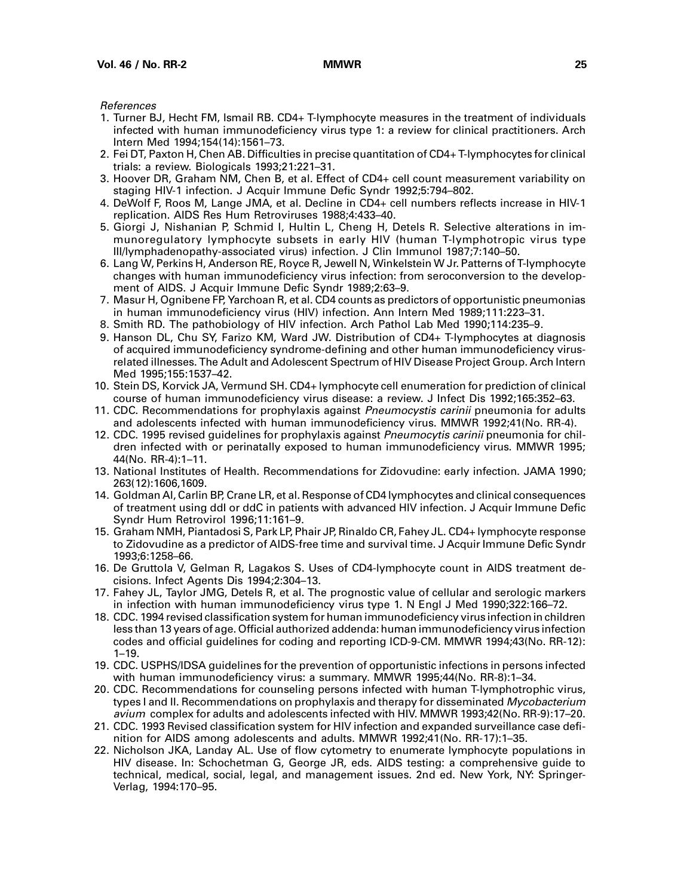*References*

1. Turner BJ, Hecht FM, Ismail RB. CD4+ T-lymphocyte measures in the treatment of individuals infected with human immunodeficiency virus type 1: a review for clinical practitioners. Arch Intern Med 1994;154(14):1561–73.
2. Fei DT, Paxton H, Chen AB. Difficulties in precise quantitation of CD4+ T-lymphocytes for clinical trials: a review. Biologicals 1993;21:221–31.
3. Hoover DR, Graham NM, Chen B, et al. Effect of CD4+ cell count measurement variability on staging HIV-1 infection. J Acquir Immune Defic Syndr 1992;5:794–802.
4. DeWolf F, Roos M, Lange JMA, et al. Decline in CD4+ cell numbers reflects increase in HIV-1 replication. AIDS Res Hum Retroviruses 1988;4:433–40.
5. Giorgi J, Nishanian P, Schmid I, Hultin L, Cheng H, Detels R. Selective alterations in immunoregulatory lymphocyte subsets in early HIV (human T-lymphotropic virus type III/lymphadenopathy-associated virus) infection. J Clin Immunol 1987;7:140–50.
6. Lang W, Perkins H, Anderson RE, Royce R, Jewell N, Winkelstein W Jr. Patterns of T-lymphocyte changes with human immunodeficiency virus infection: from seroconversion to the development of AIDS. J Acquir Immune Defic Syndr 1989;2:63–9.
7. Masur H, Ognibene FP, Yarchoan R, et al. CD4 counts as predictors of opportunistic pneumonias in human immunodeficiency virus (HIV) infection. Ann Intern Med 1989;111:223–31.
8. Smith RD. The pathobiology of HIV infection. Arch Pathol Lab Med 1990;114:235–9.
9. Hanson DL, Chu SY, Farizo KM, Ward JW. Distribution of CD4+ T-lymphocytes at diagnosis of acquired immunodeficiency syndrome-defining and other human immunodeficiency virus-related illnesses. The Adult and Adolescent Spectrum of HIV Disease Project Group. Arch Intern Med 1995;155:1537–42.
10. Stein DS, Korvick JA, Vermund SH. CD4+ lymphocyte cell enumeration for prediction of clinical course of human immunodeficiency virus disease: a review. J Infect Dis 1992;165:352–63.
11. CDC. Recommendations for prophylaxis against *Pneumocystis carinii* pneumonia for adults and adolescents infected with human immunodeficiency virus. MMWR 1992;41(No. RR-4).
12. CDC. 1995 revised guidelines for prophylaxis against *Pneumocytis carinii* pneumonia for children infected with or perinatally exposed to human immunodeficiency virus. MMWR 1995; 44(No. RR-4):1–11.
13. National Institutes of Health. Recommendations for Zidovudine: early infection. JAMA 1990; 263(12):1606,1609.
14. Goldman AI, Carlin BP, Crane LR, et al. Response of CD4 lymphocytes and clinical consequences of treatment using ddI or ddC in patients with advanced HIV infection. J Acquir Immune Defic Syndr Hum Retrovirol 1996;11:161–9.
15. Graham NMH, Piantadosi S, Park LP, Phair JP, Rinaldo CR, Fahey JL. CD4+ lymphocyte response to Zidovudine as a predictor of AIDS-free time and survival time. J Acquir Immune Defic Syndr 1993;6:1258–66.
16. De Gruttola V, Gelman R, Lagakos S. Uses of CD4-lymphocyte count in AIDS treatment decisions. Infect Agents Dis 1994;2:304–13.
17. Fahey JL, Taylor JMG, Detels R, et al. The prognostic value of cellular and serologic markers in infection with human immunodeficiency virus type 1. N Engl J Med 1990;322:166–72.
18. CDC. 1994 revised classification system for human immunodeficiency virus infection in children less than 13 years of age. Official authorized addenda: human immunodeficiency virus infection codes and official guidelines for coding and reporting ICD-9-CM. MMWR 1994;43(No. RR-12): 1–19.
19. CDC. USPHS/IDSA guidelines for the prevention of opportunistic infections in persons infected with human immunodeficiency virus: a summary. MMWR 1995;44(No. RR-8):1–34.
20. CDC. Recommendations for counseling persons infected with human T-lymphotrophic virus, types I and II. Recommendations on prophylaxis and therapy for disseminated *Mycobacterium avium* complex for adults and adolescents infected with HIV. MMWR 1993;42(No. RR-9):17–20.
21. CDC. 1993 Revised classification system for HIV infection and expanded surveillance case definition for AIDS among adolescents and adults. MMWR 1992;41(No. RR-17):1–35.
22. Nicholson JKA, Landay AL. Use of flow cytometry to enumerate lymphocyte populations in HIV disease. In: Schochetman G, George JR, eds. AIDS testing: a comprehensive guide to technical, medical, social, legal, and management issues. 2nd ed. New York, NY: Springer-Verlag, 1994:170–95.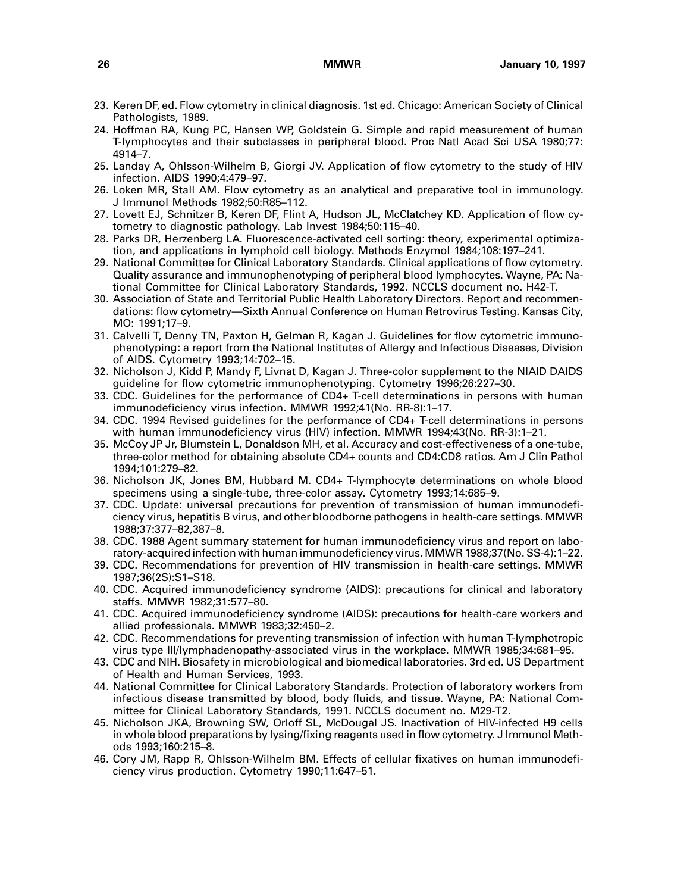23. Keren DF, ed. Flow cytometry in clinical diagnosis. 1st ed. Chicago: American Society of Clinical Pathologists, 1989.
24. Hoffman RA, Kung PC, Hansen WP, Goldstein G. Simple and rapid measurement of human T-lymphocytes and their subclasses in peripheral blood. Proc Natl Acad Sci USA 1980;77: 4914–7.
25. Landay A, Ohlsson-Wilhelm B, Giorgi JV. Application of flow cytometry to the study of HIV infection. AIDS 1990;4:479–97.
26. Loken MR, Stall AM. Flow cytometry as an analytical and preparative tool in immunology. J Immunol Methods 1982;50:R85–112.
27. Lovett EJ, Schnitzer B, Keren DF, Flint A, Hudson JL, McClatchey KD. Application of flow cytometry to diagnostic pathology. Lab Invest 1984;50:115–40.
28. Parks DR, Herzenberg LA. Fluorescence-activated cell sorting: theory, experimental optimization, and applications in lymphoid cell biology. Methods Enzymol 1984;108:197–241.
29. National Committee for Clinical Laboratory Standards. Clinical applications of flow cytometry. Quality assurance and immunophenotyping of peripheral blood lymphocytes. Wayne, PA: National Committee for Clinical Laboratory Standards, 1992. NCCLS document no. H42-T.
30. Association of State and Territorial Public Health Laboratory Directors. Report and recommendations: flow cytometry—Sixth Annual Conference on Human Retrovirus Testing. Kansas City, MO: 1991;17–9.
31. Calvelli T, Denny TN, Paxton H, Gelman R, Kagan J. Guidelines for flow cytometric immunophenotyping: a report from the National Institutes of Allergy and Infectious Diseases, Division of AIDS. Cytometry 1993;14:702–15.
32. Nicholson J, Kidd P, Mandy F, Livnat D, Kagan J. Three-color supplement to the NIAID DAIDS guideline for flow cytometric immunophenotyping. Cytometry 1996;26:227–30.
33. CDC. Guidelines for the performance of CD4+ T-cell determinations in persons with human immunodeficiency virus infection. MMWR 1992;41(No. RR-8):1–17.
34. CDC. 1994 Revised guidelines for the performance of CD4+ T-cell determinations in persons with human immunodeficiency virus (HIV) infection. MMWR 1994;43(No. RR-3):1–21.
35. McCoy JP Jr, Blumstein L, Donaldson MH, et al. Accuracy and cost-effectiveness of a one-tube, three-color method for obtaining absolute CD4+ counts and CD4:CD8 ratios. Am J Clin Pathol 1994;101:279–82.
36. Nicholson JK, Jones BM, Hubbard M. CD4+ T-lymphocyte determinations on whole blood specimens using a single-tube, three-color assay. Cytometry 1993;14:685–9.
37. CDC. Update: universal precautions for prevention of transmission of human immunodeficiency virus, hepatitis B virus, and other bloodborne pathogens in health-care settings. MMWR 1988;37:377–82,387–8.
38. CDC. 1988 Agent summary statement for human immunodeficiency virus and report on laboratory-acquired infection with human immunodeficiency virus. MMWR 1988;37(No. SS-4):1–22.
39. CDC. Recommendations for prevention of HIV transmission in health-care settings. MMWR 1987;36(2S):S1–S18.
40. CDC. Acquired immunodeficiency syndrome (AIDS): precautions for clinical and laboratory staffs. MMWR 1982;31:577–80.
41. CDC. Acquired immunodeficiency syndrome (AIDS): precautions for health-care workers and allied professionals. MMWR 1983;32:450–2.
42. CDC. Recommendations for preventing transmission of infection with human T-lymphotropic virus type III/lymphadenopathy-associated virus in the workplace. MMWR 1985;34:681–95.
43. CDC and NIH. Biosafety in microbiological and biomedical laboratories. 3rd ed. US Department of Health and Human Services, 1993.
44. National Committee for Clinical Laboratory Standards. Protection of laboratory workers from infectious disease transmitted by blood, body fluids, and tissue. Wayne, PA: National Committee for Clinical Laboratory Standards, 1991. NCCLS document no. M29-T2.
45. Nicholson JKA, Browning SW, Orloff SL, McDougal JS. Inactivation of HIV-infected H9 cells in whole blood preparations by lysing/fixing reagents used in flow cytometry. J Immunol Methods 1993;160:215–8.
46. Cory JM, Rapp R, Ohlsson-Wilhelm BM. Effects of cellular fixatives on human immunodeficiency virus production. Cytometry 1990;11:647–51.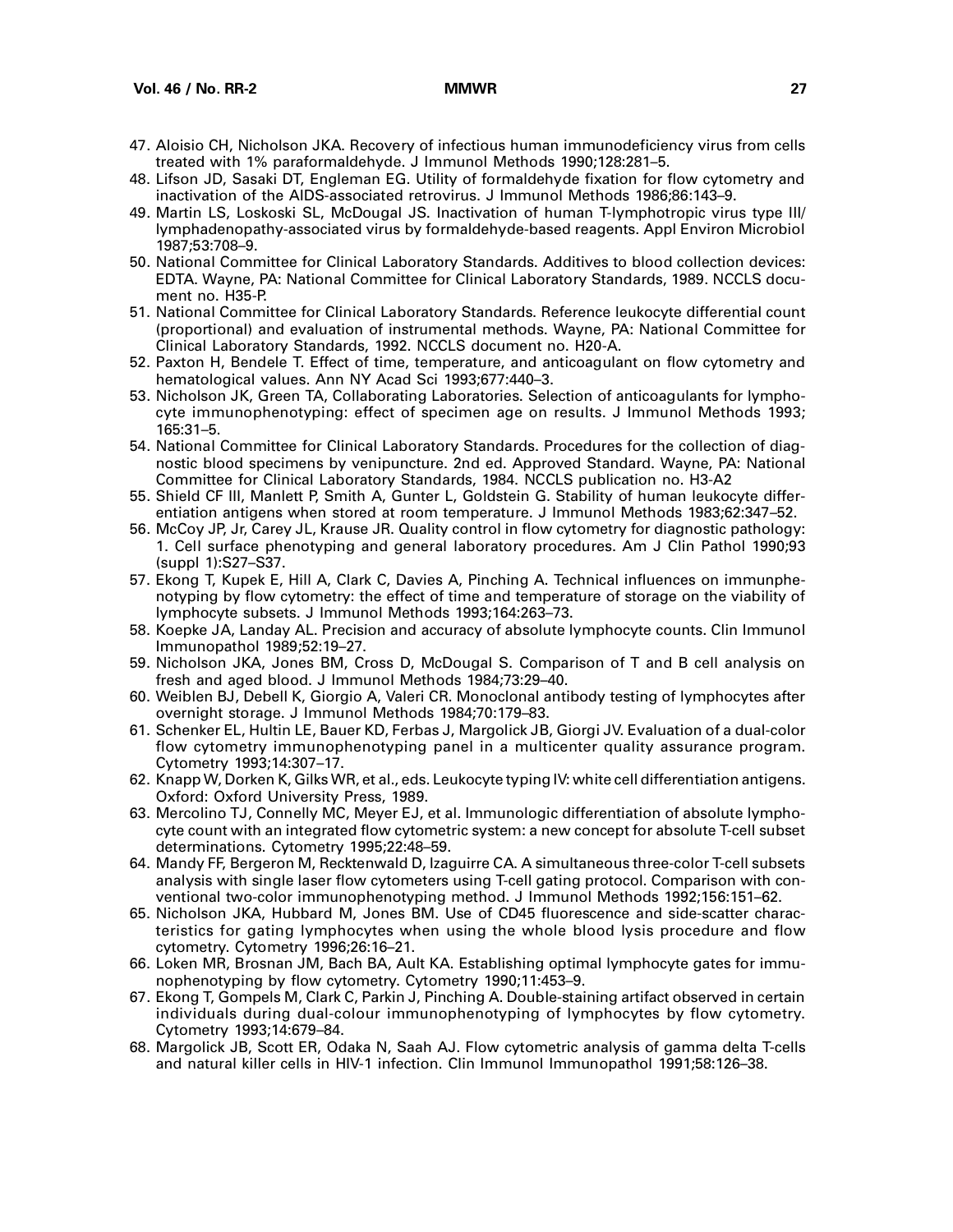47. Aloisio CH, Nicholson JKA. Recovery of infectious human immunodeficiency virus from cells treated with 1% paraformaldehyde. J Immunol Methods 1990;128:281–5.
48. Lifson JD, Sasaki DT, Engleman EG. Utility of formaldehyde fixation for flow cytometry and inactivation of the AIDS-associated retrovirus. J Immunol Methods 1986;86:143–9.
49. Martin LS, Loskoski SL, McDougal JS. Inactivation of human T-lymphotropic virus type III/ lymphadenopathy-associated virus by formaldehyde-based reagents. Appl Environ Microbiol 1987;53:708–9.
50. National Committee for Clinical Laboratory Standards. Additives to blood collection devices: EDTA. Wayne, PA: National Committee for Clinical Laboratory Standards, 1989. NCCLS document no. H35-P.
51. National Committee for Clinical Laboratory Standards. Reference leukocyte differential count (proportional) and evaluation of instrumental methods. Wayne, PA: National Committee for Clinical Laboratory Standards, 1992. NCCLS document no. H20-A.
52. Paxton H, Bendele T. Effect of time, temperature, and anticoagulant on flow cytometry and hematological values. Ann NY Acad Sci 1993;677:440–3.
53. Nicholson JK, Green TA, Collaborating Laboratories. Selection of anticoagulants for lymphocyte immunophenotyping: effect of specimen age on results. J Immunol Methods 1993; 165:31–5.
54. National Committee for Clinical Laboratory Standards. Procedures for the collection of diagnostic blood specimens by venipuncture. 2nd ed. Approved Standard. Wayne, PA: National Committee for Clinical Laboratory Standards, 1984. NCCLS publication no. H3-A2
55. Shield CF III, Manlett P, Smith A, Gunter L, Goldstein G. Stability of human leukocyte differentiation antigens when stored at room temperature. J Immunol Methods 1983;62:347–52.
56. McCoy JP, Jr, Carey JL, Krause JR. Quality control in flow cytometry for diagnostic pathology: 1. Cell surface phenotyping and general laboratory procedures. Am J Clin Pathol 1990;93 (suppl 1):S27–S37.
57. Ekong T, Kupek E, Hill A, Clark C, Davies A, Pinching A. Technical influences on immunphenotyping by flow cytometry: the effect of time and temperature of storage on the viability of lymphocyte subsets. J Immunol Methods 1993;164:263–73.
58. Koepke JA, Landay AL. Precision and accuracy of absolute lymphocyte counts. Clin Immunol Immunopathol 1989;52:19–27.
59. Nicholson JKA, Jones BM, Cross D, McDougal S. Comparison of T and B cell analysis on fresh and aged blood. J Immunol Methods 1984;73:29–40.
60. Weiblen BJ, Debell K, Giorgio A, Valeri CR. Monoclonal antibody testing of lymphocytes after overnight storage. J Immunol Methods 1984;70:179–83.
61. Schenker EL, Hultin LE, Bauer KD, Ferbas J, Margolick JB, Giorgi JV. Evaluation of a dual-color flow cytometry immunophenotyping panel in a multicenter quality assurance program. Cytometry 1993;14:307–17.
62. Knapp W, Dorken K, Gilks WR, et al., eds. Leukocyte typing IV: white cell differentiation antigens. Oxford: Oxford University Press, 1989.
63. Mercolino TJ, Connelly MC, Meyer EJ, et al. Immunologic differentiation of absolute lymphocyte count with an integrated flow cytometric system: a new concept for absolute T-cell subset determinations. Cytometry 1995;22:48–59.
64. Mandy FF, Bergeron M, Recktenwald D, Izaguirre CA. A simultaneous three-color T-cell subsets analysis with single laser flow cytometers using T-cell gating protocol. Comparison with conventional two-color immunophenotyping method. J Immunol Methods 1992;156:151–62.
65. Nicholson JKA, Hubbard M, Jones BM. Use of CD45 fluorescence and side-scatter characteristics for gating lymphocytes when using the whole blood lysis procedure and flow cytometry. Cytometry 1996;26:16–21.
66. Loken MR, Brosnan JM, Bach BA, Ault KA. Establishing optimal lymphocyte gates for immunophenotyping by flow cytometry. Cytometry 1990;11:453–9.
67. Ekong T, Gompels M, Clark C, Parkin J, Pinching A. Double-staining artifact observed in certain individuals during dual-colour immunophenotyping of lymphocytes by flow cytometry. Cytometry 1993;14:679–84.
68. Margolick JB, Scott ER, Odaka N, Saah AJ. Flow cytometric analysis of gamma delta T-cells and natural killer cells in HIV-1 infection. Clin Immunol Immunopathol 1991;58:126–38.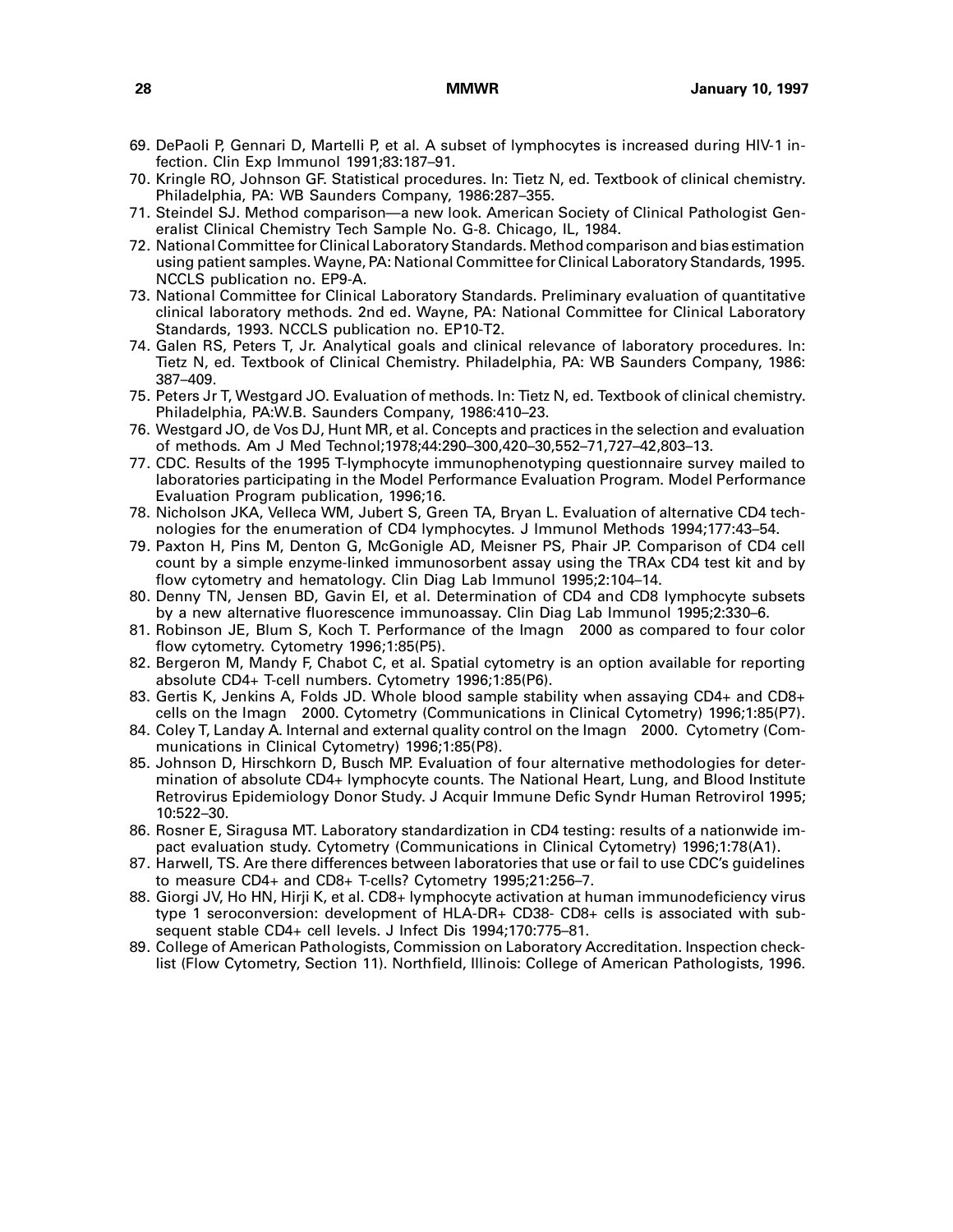69. DePaoli P, Gennari D, Martelli P, et al. A subset of lymphocytes is increased during HIV-1 infection. Clin Exp Immunol 1991;83:187–91.
70. Kringle RO, Johnson GF. Statistical procedures. In: Tietz N, ed. Textbook of clinical chemistry. Philadelphia, PA: WB Saunders Company, 1986:287–355.
71. Steindel SJ. Method comparison—a new look. American Society of Clinical Pathologist Generalist Clinical Chemistry Tech Sample No. G-8. Chicago, IL, 1984.
72. National Committee for Clinical Laboratory Standards. Method comparison and bias estimation using patient samples. Wayne, PA: National Committee for Clinical Laboratory Standards, 1995. NCCLS publication no. EP9-A.
73. National Committee for Clinical Laboratory Standards. Preliminary evaluation of quantitative clinical laboratory methods. 2nd ed. Wayne, PA: National Committee for Clinical Laboratory Standards, 1993. NCCLS publication no. EP10-T2.
74. Galen RS, Peters T, Jr. Analytical goals and clinical relevance of laboratory procedures. In: Tietz N, ed. Textbook of Clinical Chemistry. Philadelphia, PA: WB Saunders Company, 1986: 387–409.
75. Peters Jr T, Westgard JO. Evaluation of methods. In: Tietz N, ed. Textbook of clinical chemistry. Philadelphia, PA:W.B. Saunders Company, 1986:410–23.
76. Westgard JO, de Vos DJ, Hunt MR, et al. Concepts and practices in the selection and evaluation of methods. Am J Med Technol;1978;44:290–300,420–30,552–71,727–42,803–13.
77. CDC. Results of the 1995 T-lymphocyte immunophenotyping questionnaire survey mailed to laboratories participating in the Model Performance Evaluation Program. Model Performance Evaluation Program publication, 1996;16.
78. Nicholson JKA, Velleca WM, Jubert S, Green TA, Bryan L. Evaluation of alternative CD4 technologies for the enumeration of CD4 lymphocytes. J Immunol Methods 1994;177:43–54.
79. Paxton H, Pins M, Denton G, McGonigle AD, Meisner PS, Phair JP. Comparison of CD4 cell count by a simple enzyme-linked immunosorbent assay using the TRAx CD4 test kit and by flow cytometry and hematology. Clin Diag Lab Immunol 1995;2:104–14.
80. Denny TN, Jensen BD, Gavin EI, et al. Determination of CD4 and CD8 lymphocyte subsets by a new alternative fluorescence immunoassay. Clin Diag Lab Immunol 1995;2:330–6.
81. Robinson JE, Blum S, Koch T. Performance of the Imagn 2000 as compared to four color flow cytometry. Cytometry 1996;1:85(P5).
82. Bergeron M, Mandy F, Chabot C, et al. Spatial cytometry is an option available for reporting absolute CD4+ T-cell numbers. Cytometry 1996;1:85(P6).
83. Gertis K, Jenkins A, Folds JD. Whole blood sample stability when assaying CD4+ and CD8+ cells on the Imagn 2000. Cytometry (Communications in Clinical Cytometry) 1996;1:85(P7).
84. Coley T, Landay A. Internal and external quality control on the Imagn 2000. Cytometry (Communications in Clinical Cytometry) 1996;1:85(P8).
85. Johnson D, Hirschkorn D, Busch MP. Evaluation of four alternative methodologies for determination of absolute CD4+ lymphocyte counts. The National Heart, Lung, and Blood Institute Retrovirus Epidemiology Donor Study. J Acquir Immune Defic Syndr Human Retrovirol 1995; 10:522–30.
86. Rosner E, Siragusa MT. Laboratory standardization in CD4 testing: results of a nationwide impact evaluation study. Cytometry (Communications in Clinical Cytometry) 1996;1:78(A1).
87. Harwell, TS. Are there differences between laboratories that use or fail to use CDC's guidelines to measure CD4+ and CD8+ T-cells? Cytometry 1995;21:256–7.
88. Giorgi JV, Ho HN, Hirji K, et al. CD8+ lymphocyte activation at human immunodeficiency virus type 1 seroconversion: development of HLA-DR+ CD38- CD8+ cells is associated with subsequent stable CD4+ cell levels. J Infect Dis 1994;170:775–81.
89. College of American Pathologists, Commission on Laboratory Accreditation. Inspection checklist (Flow Cytometry, Section 11). Northfield, Illinois: College of American Pathologists, 1996.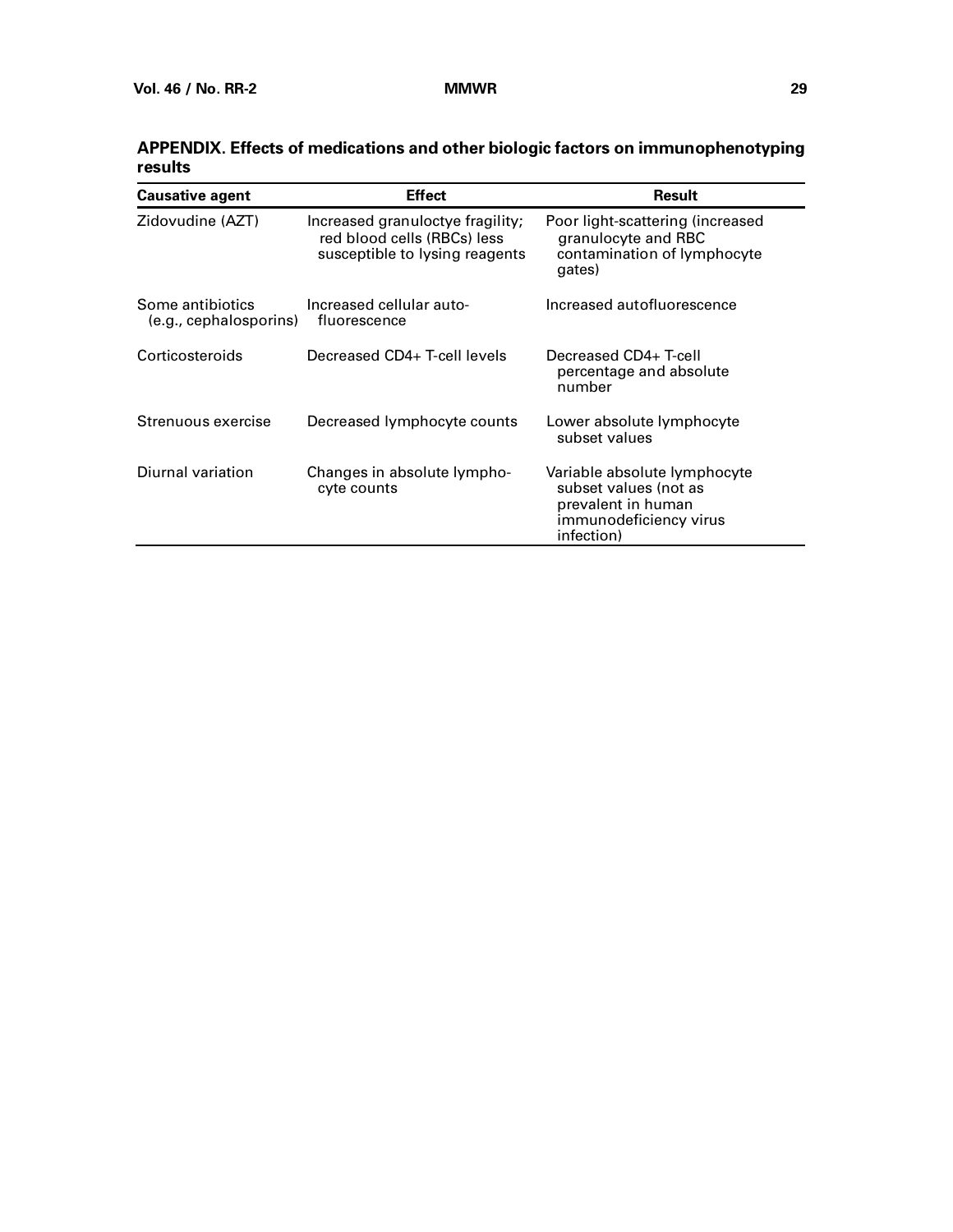**APPENDIX. Effects of medications and other biologic factors on immunophenotyping results**

| Causative agent | Effect | Result |
|---|---|---|
| Zidovudine (AZT) | Increased granuloctye fragility; red blood cells (RBCs) less susceptible to lysing reagents | Poor light-scattering (increased granulocyte and RBC contamination of lymphocyte gates) |
| Some antibiotics (e.g., cephalosporins) | Increased cellular auto-fluorescence | Increased autofluorescence |
| Corticosteroids | Decreased CD4+ T-cell levels | Decreased CD4+ T-cell percentage and absolute number |
| Strenuous exercise | Decreased lymphocyte counts | Lower absolute lymphocyte subset values |
| Diurnal variation | Changes in absolute lymphocyte counts | Variable absolute lymphocyte subset values (not as prevalent in human immunodeficiency virus infection) |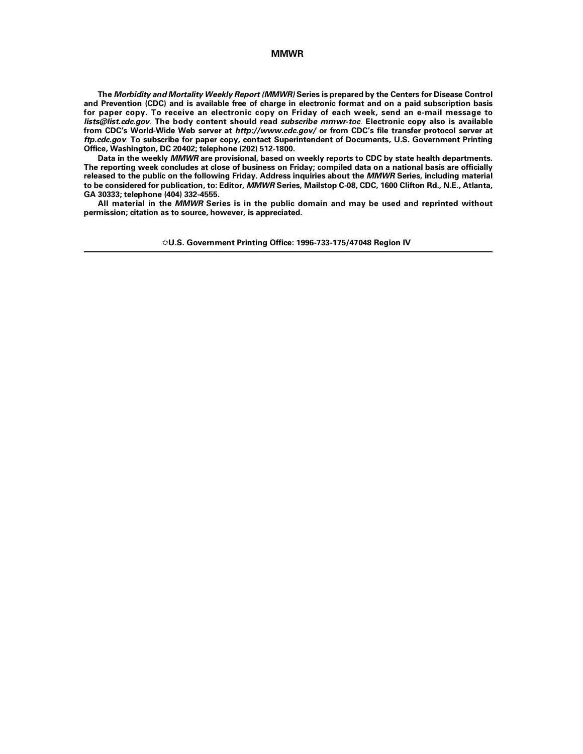**The *Morbidity and Mortality Weekly Report (MMWR)* Series is prepared by the Centers for Disease Control and Prevention (CDC) and is available free of charge in electronic format and on a paid subscription basis for paper copy. To receive an electronic copy on Friday of each week, send an e-mail message to *lists@list.cdc.gov*. The body content should read *subscribe mmwr-toc*. Electronic copy also is available from CDC's World-Wide Web server at *http://www.cdc.gov/* or from CDC's file transfer protocol server at *ftp.cdc.gov*. To subscribe for paper copy, contact Superintendent of Documents, U.S. Government Printing Office, Washington, DC 20402; telephone (202) 512-1800.**

**Data in the weekly *MMWR* are provisional, based on weekly reports to CDC by state health departments. The reporting week concludes at close of business on Friday; compiled data on a national basis are officially released to the public on the following Friday. Address inquiries about the *MMWR* Series, including material to be considered for publication, to: Editor, *MMWR* Series, Mailstop C-08, CDC, 1600 Clifton Rd., N.E., Atlanta, GA 30333; telephone (404) 332-4555.**

**All material in the *MMWR* Series is in the public domain and may be used and reprinted without permission; citation as to source, however, is appreciated.**

**✩U.S. Government Printing Office: 1996-733-175/47048 Region IV**